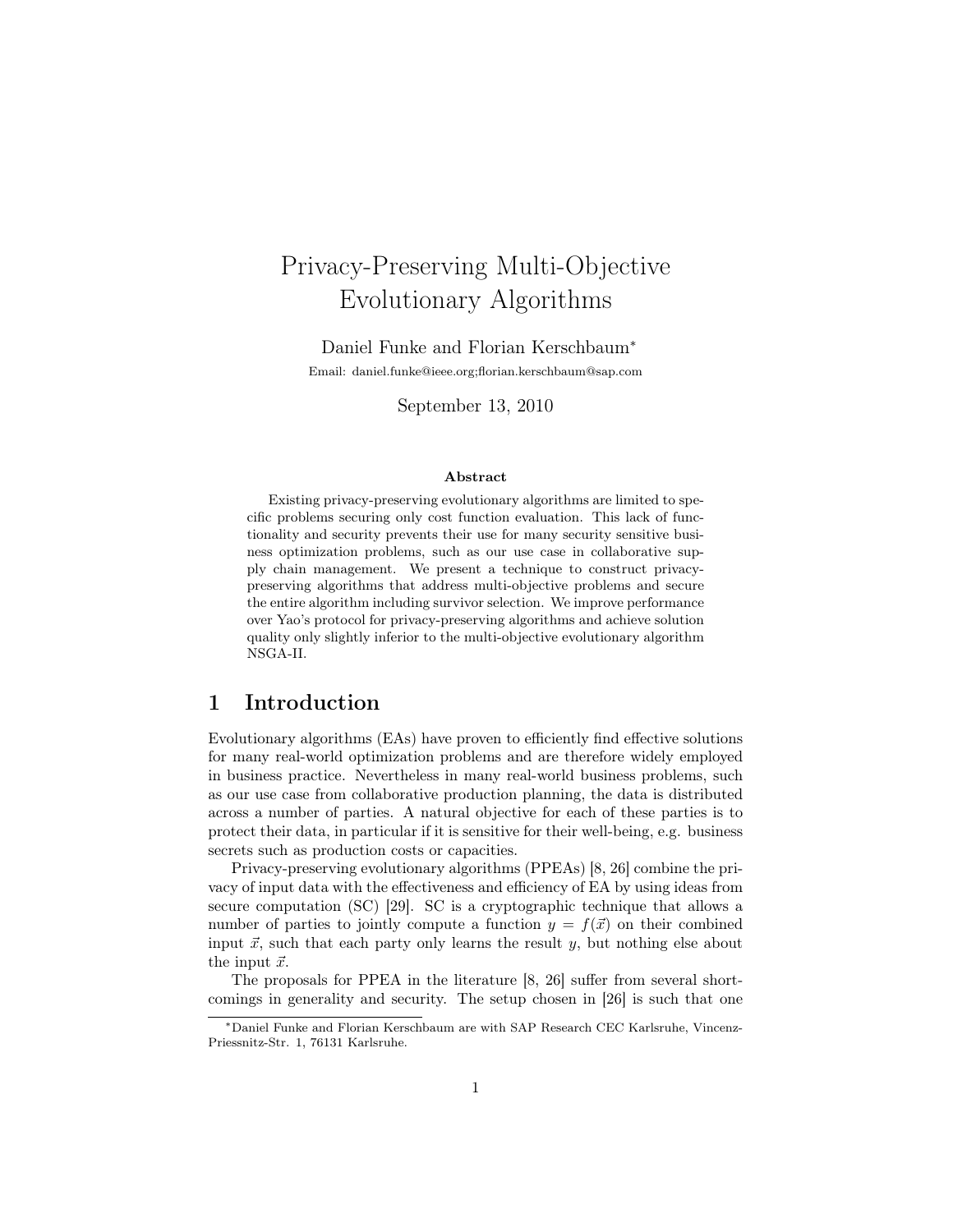# Privacy-Preserving Multi-Objective Evolutionary Algorithms

Daniel Funke and Florian Kerschbaum*

Email: daniel.funke@ieee.org;florian.kerschbaum@sap.com

September 13, 2010

### Abstract

Existing privacy-preserving evolutionary algorithms are limited to specific problems securing only cost function evaluation. This lack of functionality and security prevents their use for many security sensitive business optimization problems, such as our use case in collaborative supply chain management. We present a technique to construct privacy-preserving algorithms that address multi-objective problems and secure the entire algorithm including survivor selection. We improve performance over Yao's protocol for privacy-preserving algorithms and achieve solution quality only slightly inferior to the multi-objective evolutionary algorithm NSGA-II.

## 1 Introduction

Evolutionary algorithms (EAs) have proven to efficiently find effective solutions for many real-world optimization problems and are therefore widely employed in business practice. Nevertheless in many real-world business problems, such as our use case from collaborative production planning, the data is distributed across a number of parties. A natural objective for each of these parties is to protect their data, in particular if it is sensitive for their well-being, e.g. business secrets such as production costs or capacities.

Privacy-preserving evolutionary algorithms (PPEAs) [8, 26] combine the privacy of input data with the effectiveness and efficiency of EA by using ideas from secure computation (SC) [29]. SC is a cryptographic technique that allows a number of parties to jointly compute a function $y = f(\vec{x})$ on their combined input $\vec{x}$, such that each party only learns the result $y$, but nothing else about the input $\vec{x}$.

The proposals for PPEA in the literature [8, 26] suffer from several shortcomings in generality and security. The setup chosen in [26] is such that one

*Daniel Funke and Florian Kerschbaum are with SAP Research CEC Karlsruhe, Vincenz-Priessnitz-Str. 1, 76131 Karlsruhe.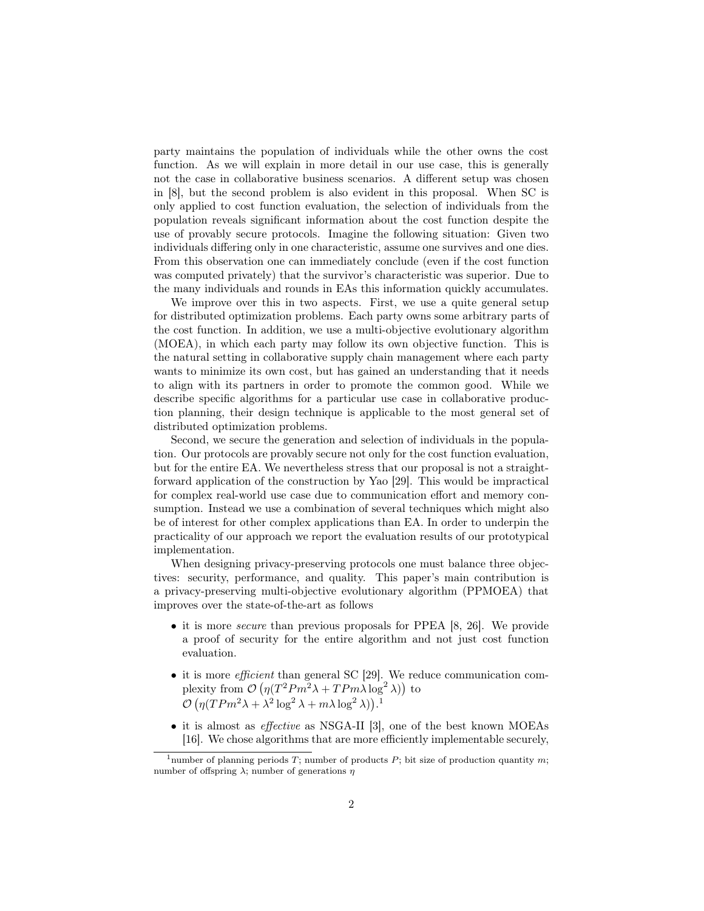party maintains the population of individuals while the other owns the cost function. As we will explain in more detail in our use case, this is generally not the case in collaborative business scenarios. A different setup was chosen in [8], but the second problem is also evident in this proposal. When SC is only applied to cost function evaluation, the selection of individuals from the population reveals significant information about the cost function despite the use of provably secure protocols. Imagine the following situation: Given two individuals differing only in one characteristic, assume one survives and one dies. From this observation one can immediately conclude (even if the cost function was computed privately) that the survivor's characteristic was superior. Due to the many individuals and rounds in EAs this information quickly accumulates.

We improve over this in two aspects. First, we use a quite general setup for distributed optimization problems. Each party owns some arbitrary parts of the cost function. In addition, we use a multi-objective evolutionary algorithm (MOEA), in which each party may follow its own objective function. This is the natural setting in collaborative supply chain management where each party wants to minimize its own cost, but has gained an understanding that it needs to align with its partners in order to promote the common good. While we describe specific algorithms for a particular use case in collaborative production planning, their design technique is applicable to the most general set of distributed optimization problems.

Second, we secure the generation and selection of individuals in the population. Our protocols are provably secure not only for the cost function evaluation, but for the entire EA. We nevertheless stress that our proposal is not a straightforward application of the construction by Yao [29]. This would be impractical for complex real-world use case due to communication effort and memory consumption. Instead we use a combination of several techniques which might also be of interest for other complex applications than EA. In order to underpin the practicality of our approach we report the evaluation results of our prototypical implementation.

When designing privacy-preserving protocols one must balance three objectives: security, performance, and quality. This paper's main contribution is a privacy-preserving multi-objective evolutionary algorithm (PPMOEA) that improves over the state-of-the-art as follows

- it is more *secure* than previous proposals for PPEA [8, 26]. We provide a proof of security for the entire algorithm and not just cost function evaluation.
- it is more *efficient* than general SC [29]. We reduce communication complexity from $\mathcal{O}\left(\eta(T^2Pm^2\lambda + TPm\lambda\log^2\lambda)\right)$ to $\mathcal{O}\left(\eta(TPm^2\lambda + \lambda^2\log^2\lambda + m\lambda\log^2\lambda)\right)$.[1]
- it is almost as *effective* as NSGA-II [3], one of the best known MOEAs [16]. We chose algorithms that are more efficiently implementable securely,

[1] number of planning periods $T$; number of products $P$; bit size of production quantity $m$; number of offspring $\lambda$; number of generations $\eta$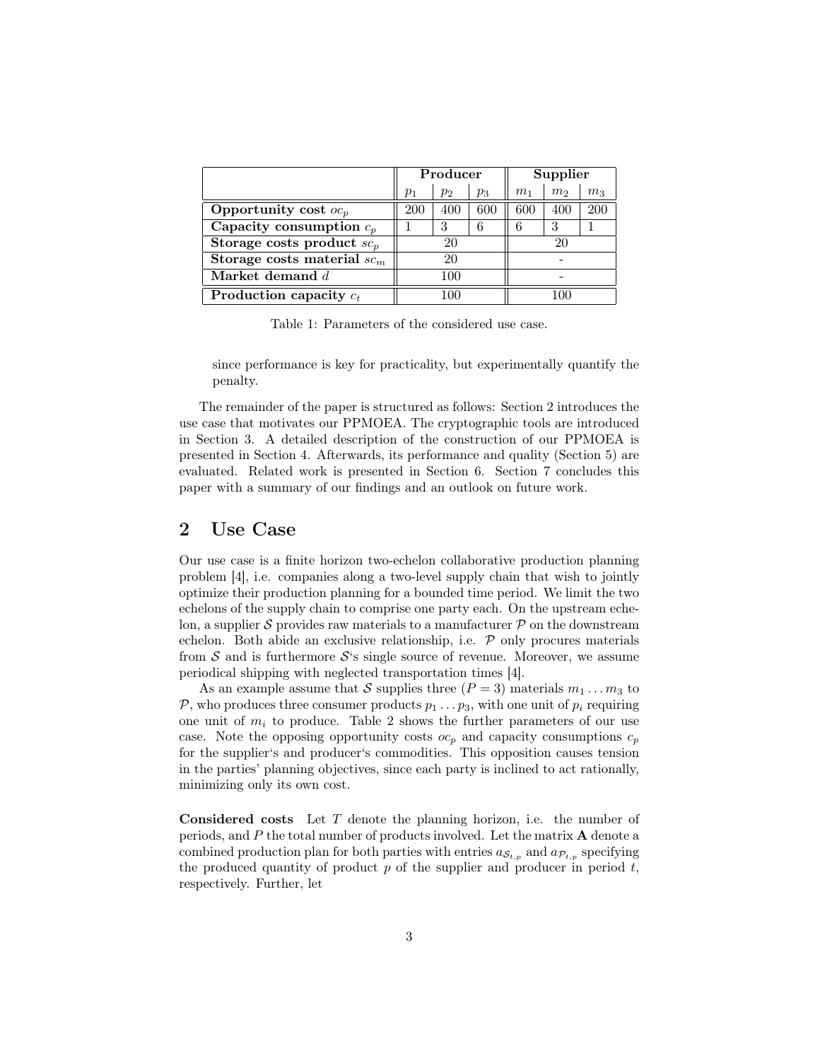| | **Producer** | | | **Supplier** | | |
|---|---|---|---|---|---|---|
| | $p_1$ | $p_2$ | $p_3$ | $m_1$ | $m_2$ | $m_3$ |
| **Opportunity cost** $oc_p$ | 200 | 400 | 600 | 600 | 400 | 200 |
| **Capacity consumption** $c_p$ | 1 | 3 | 6 | 6 | 3 | 1 |
| **Storage costs product** $sc_p$ | 20 | | | 20 | | |
| **Storage costs material** $sc_m$ | 20 | | | - | | |
| **Market demand** $d$ | 100 | | | - | | |
| **Production capacity** $c_t$ | 100 | | | 100 | | |

Table 1: Parameters of the considered use case.

since performance is key for practicality, but experimentally quantify the penalty.

The remainder of the paper is structured as follows: Section 2 introduces the use case that motivates our PPMOEA. The cryptographic tools are introduced in Section 3. A detailed description of the construction of our PPMOEA is presented in Section 4. Afterwards, its performance and quality (Section 5) are evaluated. Related work is presented in Section 6. Section 7 concludes this paper with a summary of our findings and an outlook on future work.

## 2 Use Case

Our use case is a finite horizon two-echelon collaborative production planning problem [4], i.e. companies along a two-level supply chain that wish to jointly optimize their production planning for a bounded time period. We limit the two echelons of the supply chain to comprise one party each. On the upstream echelon, a supplier $\mathcal{S}$ provides raw materials to a manufacturer $\mathcal{P}$ on the downstream echelon. Both abide an exclusive relationship, i.e. $\mathcal{P}$ only procures materials from $\mathcal{S}$ and is furthermore $\mathcal{S}$'s single source of revenue. Moreover, we assume periodical shipping with neglected transportation times [4].

As an example assume that $\mathcal{S}$ supplies three ($P = 3$) materials $m_1 \dots m_3$ to $\mathcal{P}$, who produces three consumer products $p_1 \dots p_3$, with one unit of $p_i$ requiring one unit of $m_i$ to produce. Table 2 shows the further parameters of our use case. Note the opposing opportunity costs $oc_p$ and capacity consumptions $c_p$ for the supplier's and producer's commodities. This opposition causes tension in the parties' planning objectives, since each party is inclined to act rationally, minimizing only its own cost.

**Considered costs** Let $T$ denote the planning horizon, i.e. the number of periods, and $P$ the total number of products involved. Let the matrix $\mathbf{A}$ denote a combined production plan for both parties with entries $a_{\mathcal{S}_{t,p}}$ and $a_{\mathcal{P}_{t,p}}$ specifying the produced quantity of product $p$ of the supplier and producer in period $t$, respectively. Further, let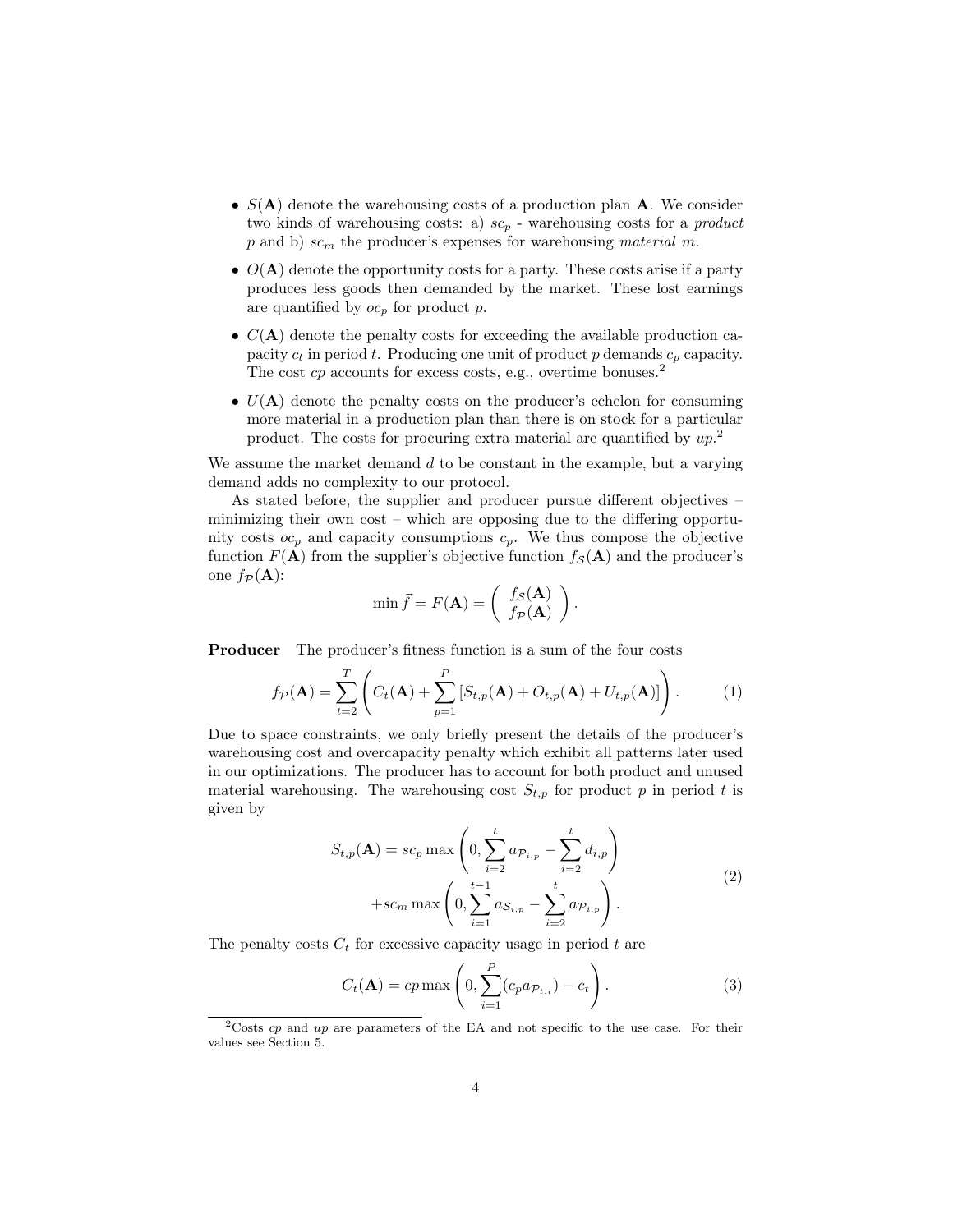- $S(\mathbf{A})$ denote the warehousing costs of a production plan $\mathbf{A}$. We consider two kinds of warehousing costs: a) $sc_p$ - warehousing costs for a *product* $p$ and b) $sc_m$ the producer's expenses for warehousing *material* $m$.
- $O(\mathbf{A})$ denote the opportunity costs for a party. These costs arise if a party produces less goods then demanded by the market. These lost earnings are quantified by $oc_p$ for product $p$.
- $C(\mathbf{A})$ denote the penalty costs for exceeding the available production capacity $c_t$ in period $t$. Producing one unit of product $p$ demands $c_p$ capacity. The cost $cp$ accounts for excess costs, e.g., overtime bonuses.[2]
- $U(\mathbf{A})$ denote the penalty costs on the producer's echelon for consuming more material in a production plan than there is on stock for a particular product. The costs for procuring extra material are quantified by $up$.[2]

We assume the market demand $d$ to be constant in the example, but a varying demand adds no complexity to our protocol.

As stated before, the supplier and producer pursue different objectives – minimizing their own cost – which are opposing due to the differing opportunity costs $oc_p$ and capacity consumptions $c_p$. We thus compose the objective function $F(\mathbf{A})$ from the supplier's objective function $f_{\mathcal{S}}(\mathbf{A})$ and the producer's one $f_{\mathcal{P}}(\mathbf{A})$:

$$\min \vec{f} = F(\mathbf{A}) = \begin{pmatrix} f_{\mathcal{S}}(\mathbf{A}) \\ f_{\mathcal{P}}(\mathbf{A}) \end{pmatrix}.$$

**Producer** The producer's fitness function is a sum of the four costs

$$f_{\mathcal{P}}(\mathbf{A}) = \sum_{t=2}^{T} \left( C_t(\mathbf{A}) + \sum_{p=1}^{P} \left[ S_{t,p}(\mathbf{A}) + O_{t,p}(\mathbf{A}) + U_{t,p}(\mathbf{A}) \right] \right). \tag{1}$$

Due to space constraints, we only briefly present the details of the producer's warehousing cost and overcapacity penalty which exhibit all patterns later used in our optimizations. The producer has to account for both product and unused material warehousing. The warehousing cost $S_{t,p}$ for product $p$ in period $t$ is given by

$$\begin{aligned} S_{t,p}(\mathbf{A}) = sc_p \max\left(0, \sum_{i=2}^{t} a_{\mathcal{P}_{i,p}} - \sum_{i=2}^{t} d_{i,p}\right) \\ + sc_m \max\left(0, \sum_{i=1}^{t-1} a_{\mathcal{S}_{i,p}} - \sum_{i=2}^{t} a_{\mathcal{P}_{i,p}}\right). \end{aligned} \tag{2}$$

The penalty costs $C_t$ for excessive capacity usage in period $t$ are

$$C_t(\mathbf{A}) = cp \max\left(0, \sum_{i=1}^{P} (c_p a_{\mathcal{P}_{t,i}}) - c_t\right). \tag{3}$$

[2]Costs $cp$ and $up$ are parameters of the EA and not specific to the use case. For their values see Section 5.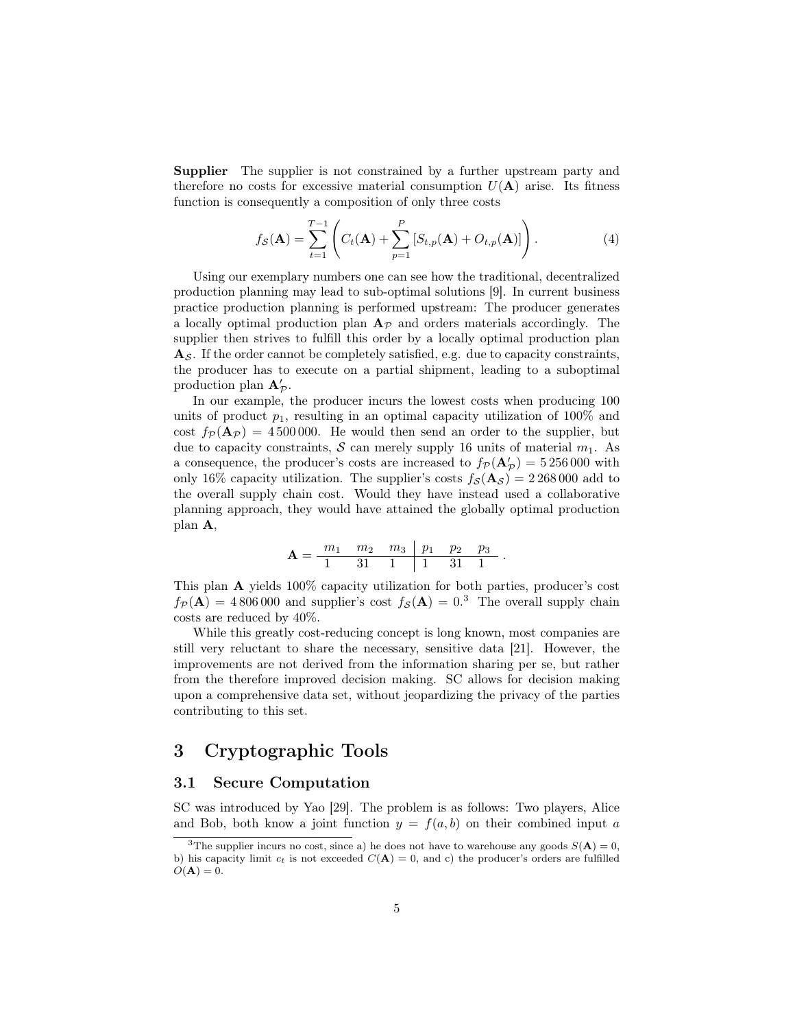**Supplier** The supplier is not constrained by a further upstream party and therefore no costs for excessive material consumption $U(\mathbf{A})$ arise. Its fitness function is consequently a composition of only three costs

$$f_{\mathcal{S}}(\mathbf{A}) = \sum_{t=1}^{T-1} \left( C_t(\mathbf{A}) + \sum_{p=1}^{P} \left[ S_{t,p}(\mathbf{A}) + O_{t,p}(\mathbf{A}) \right] \right). \tag{4}$$

Using our exemplary numbers one can see how the traditional, decentralized production planning may lead to sub-optimal solutions [9]. In current business practice production planning is performed upstream: The producer generates a locally optimal production plan $\mathbf{A}_{\mathcal{P}}$ and orders materials accordingly. The supplier then strives to fulfill this order by a locally optimal production plan $\mathbf{A}_{\mathcal{S}}$. If the order cannot be completely satisfied, e.g. due to capacity constraints, the producer has to execute on a partial shipment, leading to a suboptimal production plan $\mathbf{A}'_{\mathcal{P}}$.

In our example, the producer incurs the lowest costs when producing 100 units of product $p_1$, resulting in an optimal capacity utilization of 100% and cost $f_{\mathcal{P}}(\mathbf{A}_{\mathcal{P}}) = 4\,500\,000$. He would then send an order to the supplier, but due to capacity constraints, $\mathcal{S}$ can merely supply 16 units of material $m_1$. As a consequence, the producer's costs are increased to $f_{\mathcal{P}}(\mathbf{A}'_{\mathcal{P}}) = 5\,256\,000$ with only 16% capacity utilization. The supplier's costs $f_{\mathcal{S}}(\mathbf{A}_{\mathcal{S}}) = 2\,268\,000$ add to the overall supply chain cost. Would they have instead used a collaborative planning approach, they would have attained the globally optimal production plan $\mathbf{A}$,

$$\mathbf{A} = \begin{array}{ccc|ccc} m_1 & m_2 & m_3 & p_1 & p_2 & p_3 \\ \hline 1 & 31 & 1 & 1 & 31 & 1 \end{array}.$$

This plan $\mathbf{A}$ yields 100% capacity utilization for both parties, producer's cost $f_{\mathcal{P}}(\mathbf{A}) = 4\,806\,000$ and supplier's cost $f_{\mathcal{S}}(\mathbf{A}) = 0$.[3] The overall supply chain costs are reduced by 40%.

While this greatly cost-reducing concept is long known, most companies are still very reluctant to share the necessary, sensitive data [21]. However, the improvements are not derived from the information sharing per se, but rather from the therefore improved decision making. SC allows for decision making upon a comprehensive data set, without jeopardizing the privacy of the parties contributing to this set.

# 3 Cryptographic Tools

## 3.1 Secure Computation

SC was introduced by Yao [29]. The problem is as follows: Two players, Alice and Bob, both know a joint function $y = f(a, b)$ on their combined input $a$

[3] The supplier incurs no cost, since a) he does not have to warehouse any goods $S(\mathbf{A}) = 0$, b) his capacity limit $c_t$ is not exceeded $C(\mathbf{A}) = 0$, and c) the producer's orders are fulfilled $O(\mathbf{A}) = 0$.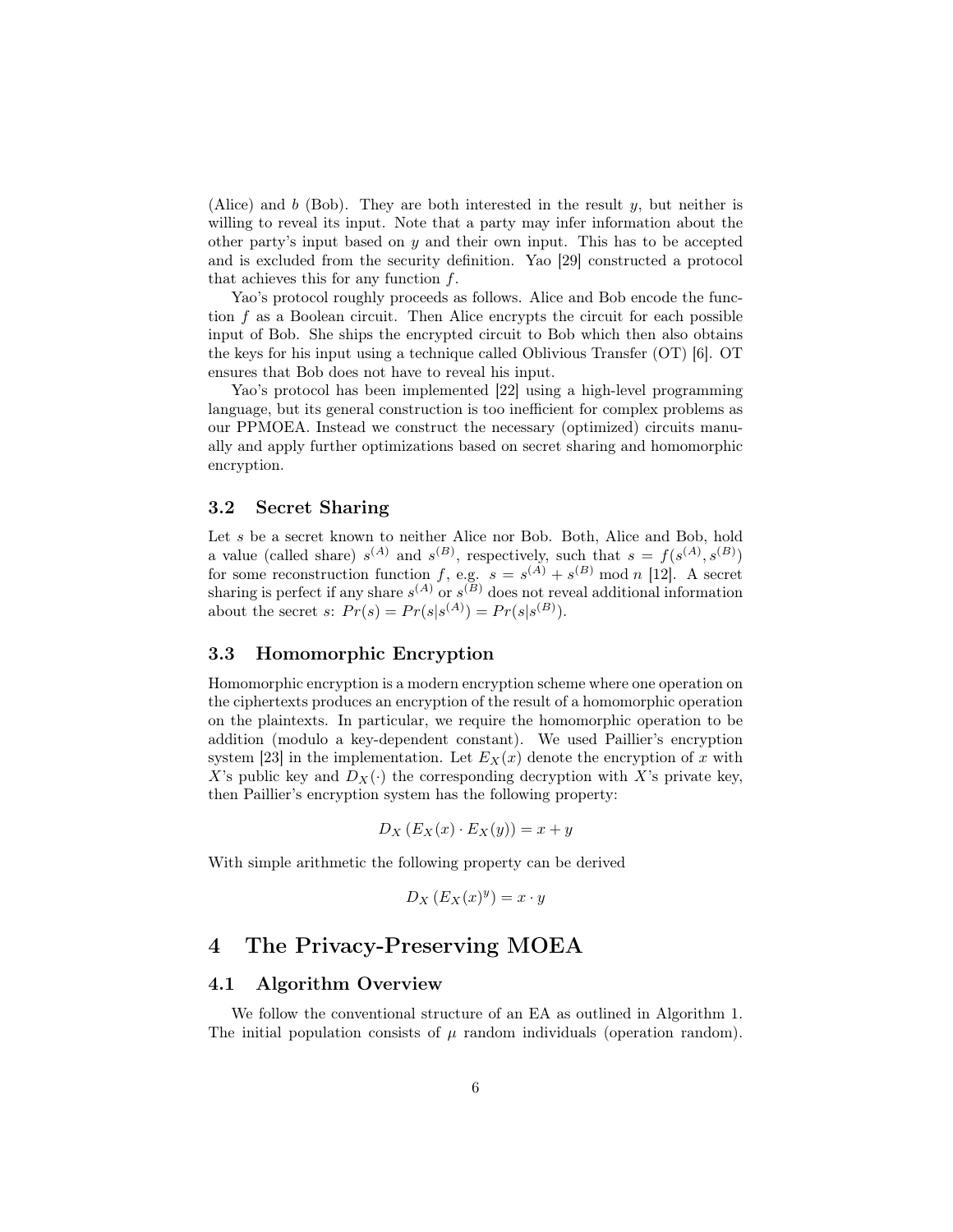(Alice) and $b$ (Bob). They are both interested in the result $y$, but neither is willing to reveal its input. Note that a party may infer information about the other party's input based on $y$ and their own input. This has to be accepted and is excluded from the security definition. Yao [29] constructed a protocol that achieves this for any function $f$.

Yao's protocol roughly proceeds as follows. Alice and Bob encode the function $f$ as a Boolean circuit. Then Alice encrypts the circuit for each possible input of Bob. She ships the encrypted circuit to Bob which then also obtains the keys for his input using a technique called Oblivious Transfer (OT) [6]. OT ensures that Bob does not have to reveal his input.

Yao's protocol has been implemented [22] using a high-level programming language, but its general construction is too inefficient for complex problems as our PPMOEA. Instead we construct the necessary (optimized) circuits manually and apply further optimizations based on secret sharing and homomorphic encryption.

### 3.2 Secret Sharing

Let $s$ be a secret known to neither Alice nor Bob. Both, Alice and Bob, hold a value (called share) $s^{(A)}$ and $s^{(B)}$, respectively, such that $s = f(s^{(A)}, s^{(B)})$ for some reconstruction function $f$, e.g. $s = s^{(A)} + s^{(B)} \bmod n$ [12]. A secret sharing is perfect if any share $s^{(A)}$ or $s^{(B)}$ does not reveal additional information about the secret $s$: $Pr(s) = Pr(s|s^{(A)}) = Pr(s|s^{(B)})$.

### 3.3 Homomorphic Encryption

Homomorphic encryption is a modern encryption scheme where one operation on the ciphertexts produces an encryption of the result of a homomorphic operation on the plaintexts. In particular, we require the homomorphic operation to be addition (modulo a key-dependent constant). We used Paillier's encryption system [23] in the implementation. Let $E_X(x)$ denote the encryption of $x$ with $X$'s public key and $D_X(\cdot)$ the corresponding decryption with $X$'s private key, then Paillier's encryption system has the following property:

$$D_X\left(E_X(x) \cdot E_X(y)\right) = x + y$$

With simple arithmetic the following property can be derived

$$D_X\left(E_X(x)^y\right) = x \cdot y$$

## 4 The Privacy-Preserving MOEA

### 4.1 Algorithm Overview

We follow the conventional structure of an EA as outlined in Algorithm 1. The initial population consists of $\mu$ random individuals (operation random).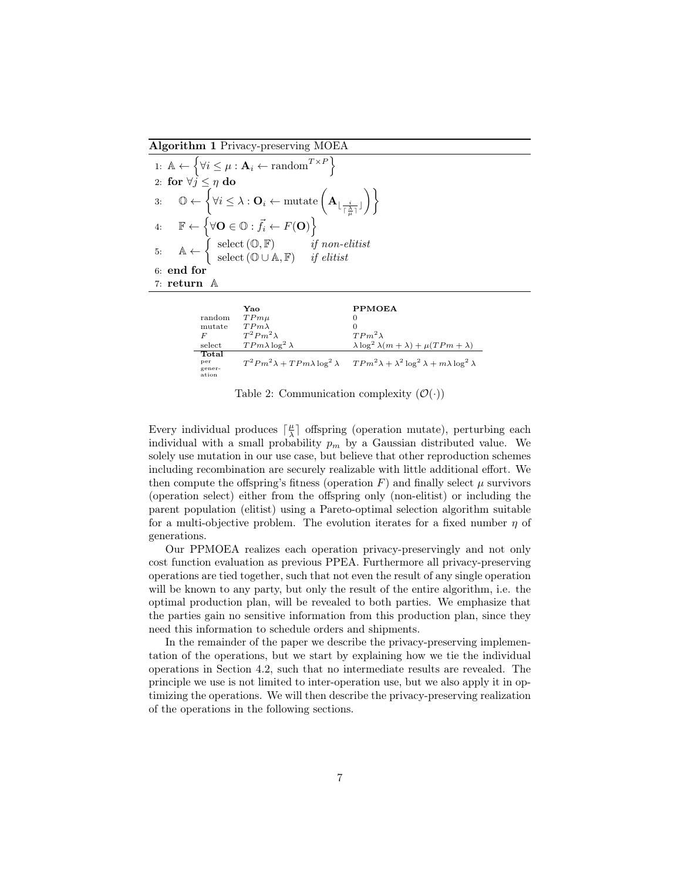**Algorithm 1** Privacy-preserving MOEA

1: $\mathbb{A} \leftarrow \left\{ \forall i \leq \mu : \mathbf{A}_i \leftarrow \text{random}^{T \times P} \right\}$
2: **for** $\forall j \leq \eta$ **do**
3: $\quad \mathbb{O} \leftarrow \left\{ \forall i \leq \lambda : \mathbf{O}_i \leftarrow \text{mutate}\left( \mathbf{A}_{\lfloor \frac{i}{\lceil \frac{\lambda}{\mu} \rceil} \rfloor} \right) \right\}$
4: $\quad \mathbb{F} \leftarrow \left\{ \forall \mathbf{O} \in \mathbb{O} : \vec{f_i} \leftarrow F(\mathbf{O}) \right\}$
5: $\quad \mathbb{A} \leftarrow \begin{cases} \text{select}(\mathbb{O}, \mathbb{F}) & \textit{if non-elitist} \\ \text{select}(\mathbb{O} \cup \mathbb{A}, \mathbb{F}) & \textit{if elitist} \end{cases}$
6: **end for**
7: **return** $\mathbb{A}$

| | **Yao** | **PPMOEA** |
|---|---|---|
| random | $TPm\mu$ | 0 |
| mutate | $TPm\lambda$ | 0 |
| $F$ | $T^2Pm^2\lambda$ | $TPm^2\lambda$ |
| select | $TPm\lambda \log^2 \lambda$ | $\lambda \log^2 \lambda(m+\lambda) + \mu(TPm+\lambda)$ |
| **Total** per generation | $T^2Pm^2\lambda + TPm\lambda \log^2 \lambda$ | $TPm^2\lambda + \lambda^2 \log^2 \lambda + m\lambda \log^2 \lambda$ |

Table 2: Communication complexity ($\mathcal{O}(\cdot)$)

Every individual produces $\lceil \frac{\mu}{\lambda} \rceil$ offspring (operation mutate), perturbing each individual with a small probability $p_m$ by a Gaussian distributed value. We solely use mutation in our use case, but believe that other reproduction schemes including recombination are securely realizable with little additional effort. We then compute the offspring's fitness (operation $F$) and finally select $\mu$ survivors (operation select) either from the offspring only (non-elitist) or including the parent population (elitist) using a Pareto-optimal selection algorithm suitable for a multi-objective problem. The evolution iterates for a fixed number $\eta$ of generations.

Our PPMOEA realizes each operation privacy-preservingly and not only cost function evaluation as previous PPEA. Furthermore all privacy-preserving operations are tied together, such that not even the result of any single operation will be known to any party, but only the result of the entire algorithm, i.e. the optimal production plan, will be revealed to both parties. We emphasize that the parties gain no sensitive information from this production plan, since they need this information to schedule orders and shipments.

In the remainder of the paper we describe the privacy-preserving implementation of the operations, but we start by explaining how we tie the individual operations in Section 4.2, such that no intermediate results are revealed. The principle we use is not limited to inter-operation use, but we also apply it in optimizing the operations. We will then describe the privacy-preserving realization of the operations in the following sections.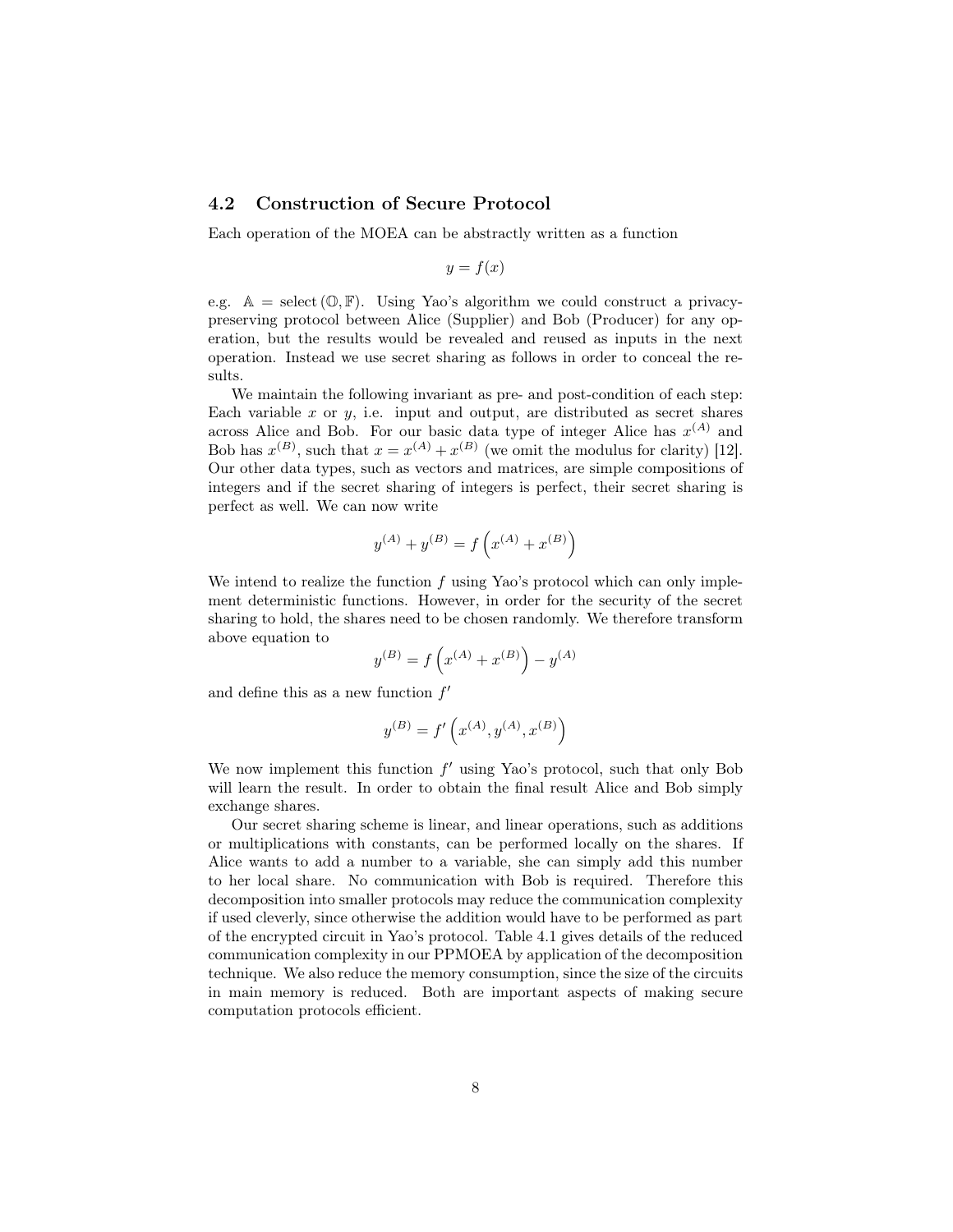### 4.2 Construction of Secure Protocol

Each operation of the MOEA can be abstractly written as a function

$$y = f(x)$$

e.g. $\mathbb{A} = \text{select}(\mathbb{O}, \mathbb{F})$. Using Yao's algorithm we could construct a privacy-preserving protocol between Alice (Supplier) and Bob (Producer) for any operation, but the results would be revealed and reused as inputs in the next operation. Instead we use secret sharing as follows in order to conceal the results.

We maintain the following invariant as pre- and post-condition of each step: Each variable $x$ or $y$, i.e. input and output, are distributed as secret shares across Alice and Bob. For our basic data type of integer Alice has $x^{(A)}$ and Bob has $x^{(B)}$, such that $x = x^{(A)} + x^{(B)}$ (we omit the modulus for clarity) [12]. Our other data types, such as vectors and matrices, are simple compositions of integers and if the secret sharing of integers is perfect, their secret sharing is perfect as well. We can now write

$$y^{(A)} + y^{(B)} = f\left(x^{(A)} + x^{(B)}\right)$$

We intend to realize the function $f$ using Yao's protocol which can only implement deterministic functions. However, in order for the security of the secret sharing to hold, the shares need to be chosen randomly. We therefore transform above equation to

$$y^{(B)} = f\left(x^{(A)} + x^{(B)}\right) - y^{(A)}$$

and define this as a new function $f'$

$$y^{(B)} = f'\left(x^{(A)}, y^{(A)}, x^{(B)}\right)$$

We now implement this function $f'$ using Yao's protocol, such that only Bob will learn the result. In order to obtain the final result Alice and Bob simply exchange shares.

Our secret sharing scheme is linear, and linear operations, such as additions or multiplications with constants, can be performed locally on the shares. If Alice wants to add a number to a variable, she can simply add this number to her local share. No communication with Bob is required. Therefore this decomposition into smaller protocols may reduce the communication complexity if used cleverly, since otherwise the addition would have to be performed as part of the encrypted circuit in Yao's protocol. Table 4.1 gives details of the reduced communication complexity in our PPMOEA by application of the decomposition technique. We also reduce the memory consumption, since the size of the circuits in main memory is reduced. Both are important aspects of making secure computation protocols efficient.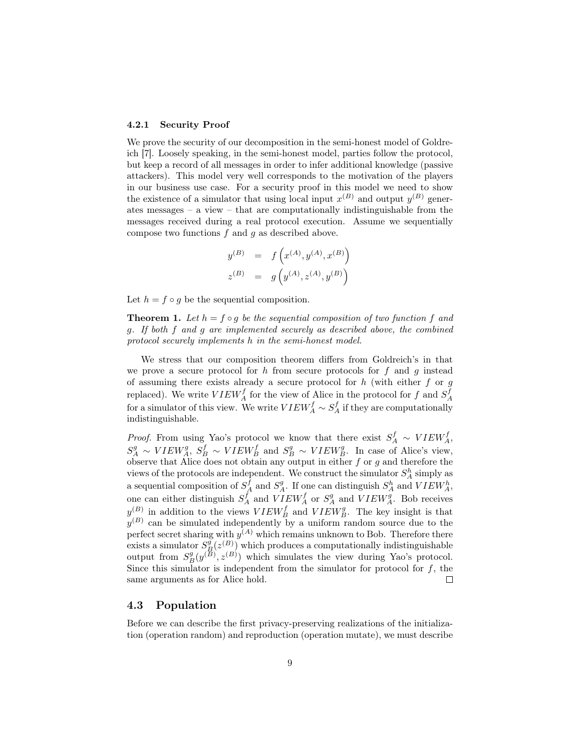#### 4.2.1 Security Proof

We prove the security of our decomposition in the semi-honest model of Goldreich [7]. Loosely speaking, in the semi-honest model, parties follow the protocol, but keep a record of all messages in order to infer additional knowledge (passive attackers). This model very well corresponds to the motivation of the players in our business use case. For a security proof in this model we need to show the existence of a simulator that using local input $x^{(B)}$ and output $y^{(B)}$ generates messages – a view – that are computationally indistinguishable from the messages received during a real protocol execution. Assume we sequentially compose two functions $f$ and $g$ as described above.

$$
\begin{aligned}
y^{(B)} &= f\left(x^{(A)}, y^{(A)}, x^{(B)}\right) \\
z^{(B)} &= g\left(y^{(A)}, z^{(A)}, y^{(B)}\right)
\end{aligned}
$$

Let $h = f \circ g$ be the sequential composition.

**Theorem 1.** *Let $h = f \circ g$ be the sequential composition of two function $f$ and $g$. If both $f$ and $g$ are implemented securely as described above, the combined protocol securely implements $h$ in the semi-honest model.*

We stress that our composition theorem differs from Goldreich's in that we prove a secure protocol for $h$ from secure protocols for $f$ and $g$ instead of assuming there exists already a secure protocol for $h$ (with either $f$ or $g$ replaced). We write $VIEW_A^f$ for the view of Alice in the protocol for $f$ and $S_A^f$ for a simulator of this view. We write $VIEW_A^f \sim S_A^f$ if they are computationally indistinguishable.

*Proof.* From using Yao's protocol we know that there exist $S_A^f \sim VIEW_A^f$, $S_A^g \sim VIEW_A^g$, $S_B^f \sim VIEW_B^f$ and $S_B^g \sim VIEW_B^g$. In case of Alice's view, observe that Alice does not obtain any output in either $f$ or $g$ and therefore the views of the protocols are independent. We construct the simulator $S_A^h$ simply as a sequential composition of $S_A^f$ and $S_A^g$. If one can distinguish $S_A^h$ and $VIEW_A^h$, one can either distinguish $S_A^f$ and $VIEW_A^f$ or $S_A^g$ and $VIEW_A^g$. Bob receives $y^{(B)}$ in addition to the views $VIEW_B^f$ and $VIEW_B^g$. The key insight is that $y^{(B)}$ can be simulated independently by a uniform random source due to the perfect secret sharing with $y^{(A)}$ which remains unknown to Bob. Therefore there exists a simulator $S_B^g(z^{(B)})$ which produces a computationally indistinguishable output from $S_B^g(y^{(B)}, z^{(B)})$ which simulates the view during Yao's protocol. Since this simulator is independent from the simulator for protocol for $f$, the same arguments as for Alice hold. □

### 4.3 Population

Before we can describe the first privacy-preserving realizations of the initialization (operation random) and reproduction (operation mutate), we must describe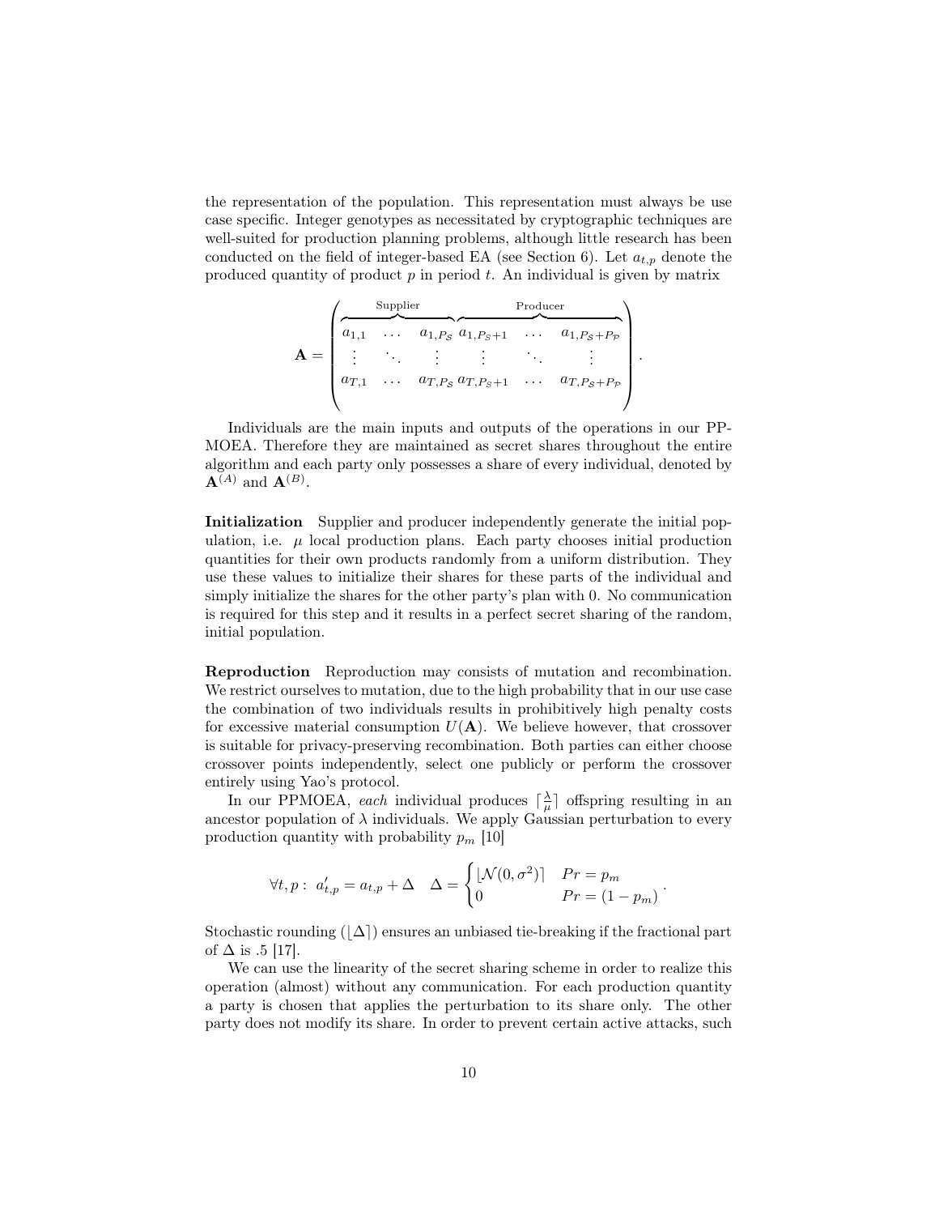the representation of the population. This representation must always be use case specific. Integer genotypes as necessitated by cryptographic techniques are well-suited for production planning problems, although little research has been conducted on the field of integer-based EA (see Section 6). Let $a_{t,p}$ denote the produced quantity of product $p$ in period $t$. An individual is given by matrix

$$\mathbf{A} = \begin{pmatrix} \overbrace{\begin{matrix} a_{1,1} & \dots & a_{1,P_\mathcal{S}} \end{matrix}}^{\text{Supplier}} & \overbrace{\begin{matrix} a_{1,P_\mathcal{S}+1} & \dots & a_{1,P_\mathcal{S}+P_\mathcal{P}} \end{matrix}}^{\text{Producer}} \\ \begin{matrix} \vdots & \ddots & \vdots \end{matrix} & \begin{matrix} \vdots & \ddots & \vdots \end{matrix} \\ \begin{matrix} a_{T,1} & \dots & a_{T,P_\mathcal{S}} \end{matrix} & \begin{matrix} a_{T,P_\mathcal{S}+1} & \dots & a_{T,P_\mathcal{S}+P_\mathcal{P}} \end{matrix} \end{pmatrix}.$$

Individuals are the main inputs and outputs of the operations in our PPMOEA. Therefore they are maintained as secret shares throughout the entire algorithm and each party only possesses a share of every individual, denoted by $\mathbf{A}^{(A)}$ and $\mathbf{A}^{(B)}$.

**Initialization** Supplier and producer independently generate the initial population, i.e. $\mu$ local production plans. Each party chooses initial production quantities for their own products randomly from a uniform distribution. They use these values to initialize their shares for these parts of the individual and simply initialize the shares for the other party's plan with 0. No communication is required for this step and it results in a perfect secret sharing of the random, initial population.

**Reproduction** Reproduction may consists of mutation and recombination. We restrict ourselves to mutation, due to the high probability that in our use case the combination of two individuals results in prohibitively high penalty costs for excessive material consumption $U(\mathbf{A})$. We believe however, that crossover is suitable for privacy-preserving recombination. Both parties can either choose crossover points independently, select one publicly or perform the crossover entirely using Yao's protocol.

In our PPMOEA, *each* individual produces $\lceil \frac{\lambda}{\mu} \rceil$ offspring resulting in an ancestor population of $\lambda$ individuals. We apply Gaussian perturbation to every production quantity with probability $p_m$ [10]

$$\forall t, p: \; a'_{t,p} = a_{t,p} + \Delta \quad \Delta = \begin{cases} \lfloor \mathcal{N}(0, \sigma^2) \rceil & Pr = p_m \\ 0 & Pr = (1 - p_m) \end{cases}.$$

Stochastic rounding ($\lfloor \Delta \rceil$) ensures an unbiased tie-breaking if the fractional part of $\Delta$ is .5 [17].

We can use the linearity of the secret sharing scheme in order to realize this operation (almost) without any communication. For each production quantity a party is chosen that applies the perturbation to its share only. The other party does not modify its share. In order to prevent certain active attacks, such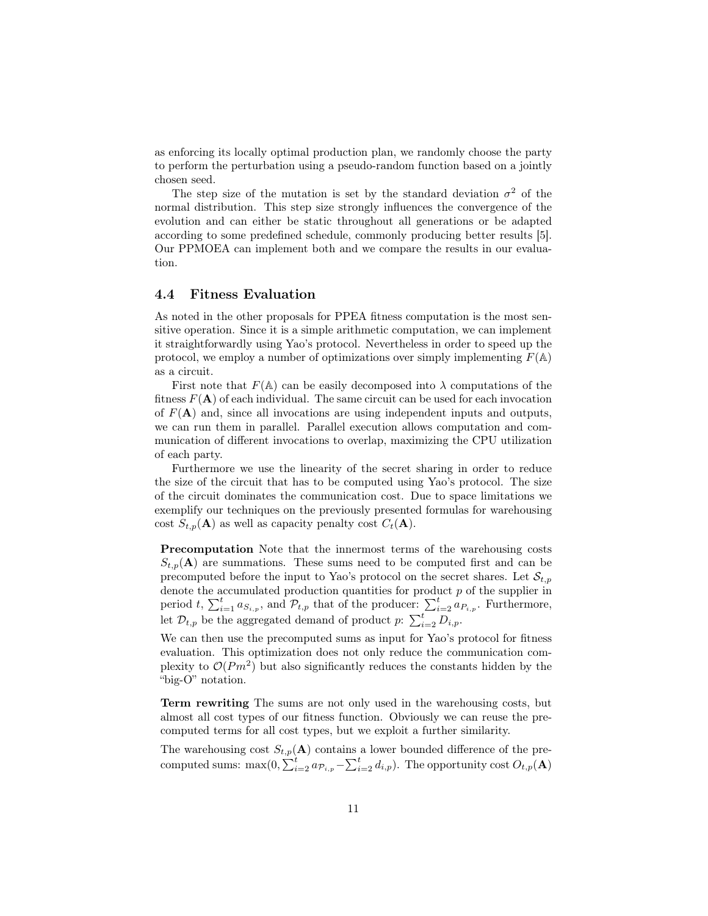as enforcing its locally optimal production plan, we randomly choose the party to perform the perturbation using a pseudo-random function based on a jointly chosen seed.

The step size of the mutation is set by the standard deviation $\sigma^2$ of the normal distribution. This step size strongly influences the convergence of the evolution and can either be static throughout all generations or be adapted according to some predefined schedule, commonly producing better results [5]. Our PPMOEA can implement both and we compare the results in our evaluation.

### 4.4 Fitness Evaluation

As noted in the other proposals for PPEA fitness computation is the most sensitive operation. Since it is a simple arithmetic computation, we can implement it straightforwardly using Yao's protocol. Nevertheless in order to speed up the protocol, we employ a number of optimizations over simply implementing $F(\mathbb{A})$ as a circuit.

First note that $F(\mathbb{A})$ can be easily decomposed into $\lambda$ computations of the fitness $F(\mathbf{A})$ of each individual. The same circuit can be used for each invocation of $F(\mathbf{A})$ and, since all invocations are using independent inputs and outputs, we can run them in parallel. Parallel execution allows computation and communication of different invocations to overlap, maximizing the CPU utilization of each party.

Furthermore we use the linearity of the secret sharing in order to reduce the size of the circuit that has to be computed using Yao's protocol. The size of the circuit dominates the communication cost. Due to space limitations we exemplify our techniques on the previously presented formulas for warehousing cost $S_{t,p}(\mathbf{A})$ as well as capacity penalty cost $C_t(\mathbf{A})$.

**Precomputation** Note that the innermost terms of the warehousing costs $S_{t,p}(\mathbf{A})$ are summations. These sums need to be computed first and can be precomputed before the input to Yao's protocol on the secret shares. Let $\mathcal{S}_{t,p}$ denote the accumulated production quantities for product $p$ of the supplier in period $t$, $\sum_{i=1}^{t} a_{S_{i,p}}$, and $\mathcal{P}_{t,p}$ that of the producer: $\sum_{i=2}^{t} a_{P_{i,p}}$. Furthermore, let $\mathcal{D}_{t,p}$ be the aggregated demand of product $p$: $\sum_{i=2}^{t} D_{i,p}$.

We can then use the precomputed sums as input for Yao's protocol for fitness evaluation. This optimization does not only reduce the communication complexity to $\mathcal{O}(Pm^2)$ but also significantly reduces the constants hidden by the "big-O" notation.

**Term rewriting** The sums are not only used in the warehousing costs, but almost all cost types of our fitness function. Obviously we can reuse the precomputed terms for all cost types, but we exploit a further similarity.

The warehousing cost $S_{t,p}(\mathbf{A})$ contains a lower bounded difference of the precomputed sums: $\max(0, \sum_{i=2}^{t} a_{\mathcal{P}_{i,p}} - \sum_{i=2}^{t} d_{i,p})$. The opportunity cost $O_{t,p}(\mathbf{A})$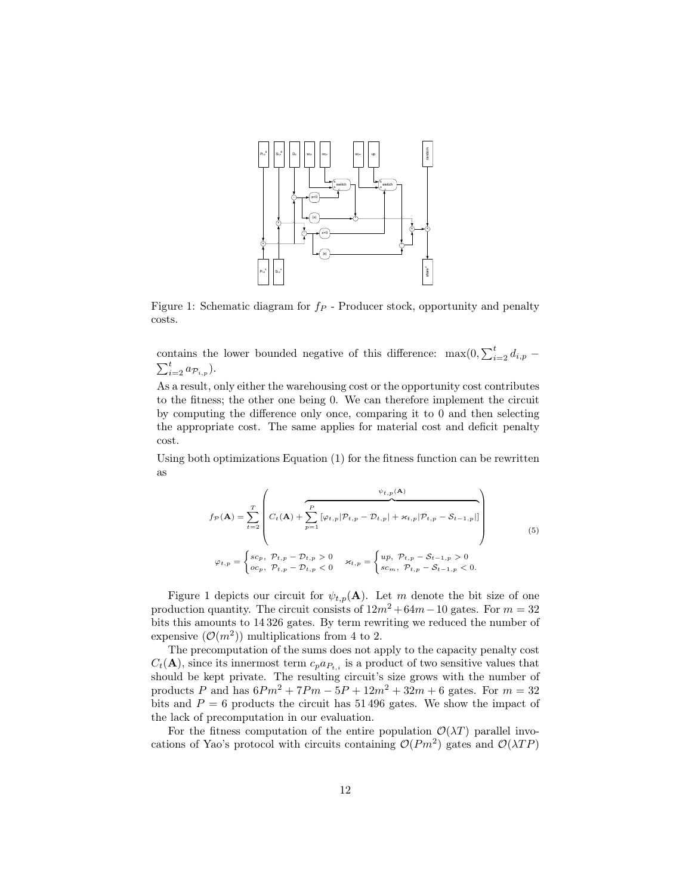Figure 1: Schematic diagram for $f_P$ - Producer stock, opportunity and penalty costs.

contains the lower bounded negative of this difference: $\max(0, \sum_{i=2}^{t} d_{i,p} - \sum_{i=2}^{t} a_{\mathcal{P}_{i,p}})$.

As a result, only either the warehousing cost or the opportunity cost contributes to the fitness; the other one being 0. We can therefore implement the circuit by computing the difference only once, comparing it to 0 and then selecting the appropriate cost. The same applies for material cost and deficit penalty cost.

Using both optimizations Equation (1) for the fitness function can be rewritten as

$$
f_{\mathcal{P}}(\mathbf{A}) = \sum_{t=2}^{T} \left( C_t(\mathbf{A}) + \overbrace{\sum_{p=1}^{P} \left[ \varphi_{t,p} |\mathcal{P}_{t,p} - \mathcal{D}_{t,p}| + \varkappa_{t,p} |\mathcal{P}_{t,p} - \mathcal{S}_{t-1,p}| \right]}^{\psi_{t,p}(\mathbf{A})} \right) \tag{5}
$$

$$
\varphi_{t,p} = \begin{cases} sc_p, & \mathcal{P}_{t,p} - \mathcal{D}_{t,p} > 0 \\ oc_p, & \mathcal{P}_{t,p} - \mathcal{D}_{t,p} < 0 \end{cases} \quad \varkappa_{t,p} = \begin{cases} up, & \mathcal{P}_{t,p} - \mathcal{S}_{t-1,p} > 0 \\ sc_m, & \mathcal{P}_{t,p} - \mathcal{S}_{t-1,p} < 0. \end{cases}
$$

Figure 1 depicts our circuit for $\psi_{t,p}(\mathbf{A})$. Let $m$ denote the bit size of one production quantity. The circuit consists of $12m^2 + 64m - 10$ gates. For $m = 32$ bits this amounts to 14 326 gates. By term rewriting we reduced the number of expensive ($\mathcal{O}(m^2)$) multiplications from 4 to 2.

The precomputation of the sums does not apply to the capacity penalty cost $C_t(\mathbf{A})$, since its innermost term $c_p a_{P_{t,i}}$ is a product of two sensitive values that should be kept private. The resulting circuit's size grows with the number of products $P$ and has $6Pm^2 + 7Pm - 5P + 12m^2 + 32m + 6$ gates. For $m = 32$ bits and $P = 6$ products the circuit has 51 496 gates. We show the impact of the lack of precomputation in our evaluation.

For the fitness computation of the entire population $\mathcal{O}(\lambda T)$ parallel invocations of Yao's protocol with circuits containing $\mathcal{O}(Pm^2)$ gates and $\mathcal{O}(\lambda TP)$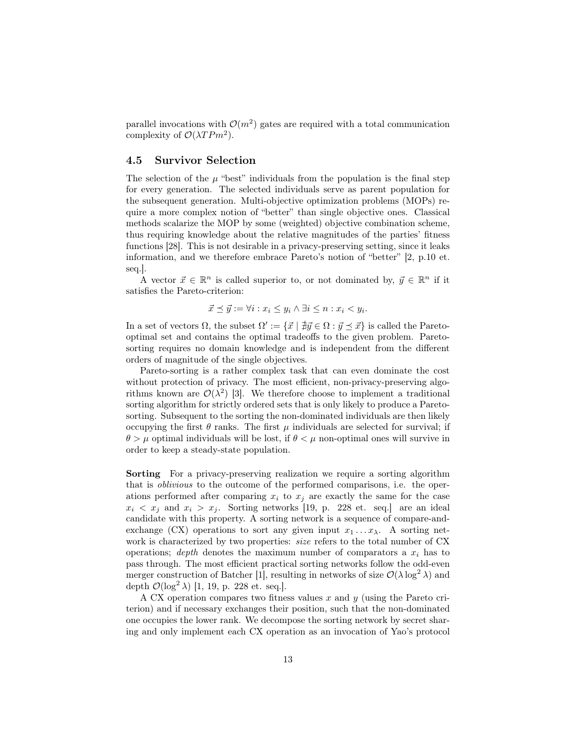parallel invocations with $\mathcal{O}(m^2)$ gates are required with a total communication complexity of $\mathcal{O}(\lambda TPm^2)$.

### 4.5 Survivor Selection

The selection of the $\mu$ "best" individuals from the population is the final step for every generation. The selected individuals serve as parent population for the subsequent generation. Multi-objective optimization problems (MOPs) require a more complex notion of "better" than single objective ones. Classical methods scalarize the MOP by some (weighted) objective combination scheme, thus requiring knowledge about the relative magnitudes of the parties' fitness functions [28]. This is not desirable in a privacy-preserving setting, since it leaks information, and we therefore embrace Pareto's notion of "better" [2, p.10 et. seq.].

A vector $\vec{x} \in \mathbb{R}^n$ is called superior to, or not dominated by, $\vec{y} \in \mathbb{R}^n$ if it satisfies the Pareto-criterion:

$$\vec{x} \preceq \vec{y} := \forall i : x_i \leq y_i \wedge \exists i \leq n : x_i < y_i.$$

In a set of vectors $\Omega$, the subset $\Omega' := \{\vec{x} \mid \nexists \vec{y} \in \Omega : \vec{y} \preceq \vec{x}\}$ is called the Pareto-optimal set and contains the optimal tradeoffs to the given problem. Pareto-sorting requires no domain knowledge and is independent from the different orders of magnitude of the single objectives.

Pareto-sorting is a rather complex task that can even dominate the cost without protection of privacy. The most efficient, non-privacy-preserving algorithms known are $\mathcal{O}(\lambda^2)$ [3]. We therefore choose to implement a traditional sorting algorithm for strictly ordered sets that is only likely to produce a Pareto-sorting. Subsequent to the sorting the non-dominated individuals are then likely occupying the first $\theta$ ranks. The first $\mu$ individuals are selected for survival; if $\theta > \mu$ optimal individuals will be lost, if $\theta < \mu$ non-optimal ones will survive in order to keep a steady-state population.

**Sorting** For a privacy-preserving realization we require a sorting algorithm that is *oblivious* to the outcome of the performed comparisons, i.e. the operations performed after comparing $x_i$ to $x_j$ are exactly the same for the case $x_i < x_j$ and $x_i > x_j$. Sorting networks [19, p. 228 et. seq.] are an ideal candidate with this property. A sorting network is a sequence of compare-and-exchange (CX) operations to sort any given input $x_1 \ldots x_\lambda$. A sorting network is characterized by two properties: *size* refers to the total number of CX operations; *depth* denotes the maximum number of comparators a $x_i$ has to pass through. The most efficient practical sorting networks follow the odd-even merger construction of Batcher [1], resulting in networks of size $\mathcal{O}(\lambda \log^2 \lambda)$ and depth $\mathcal{O}(\log^2 \lambda)$ [1, 19, p. 228 et. seq.].

A CX operation compares two fitness values $x$ and $y$ (using the Pareto criterion) and if necessary exchanges their position, such that the non-dominated one occupies the lower rank. We decompose the sorting network by secret sharing and only implement each CX operation as an invocation of Yao's protocol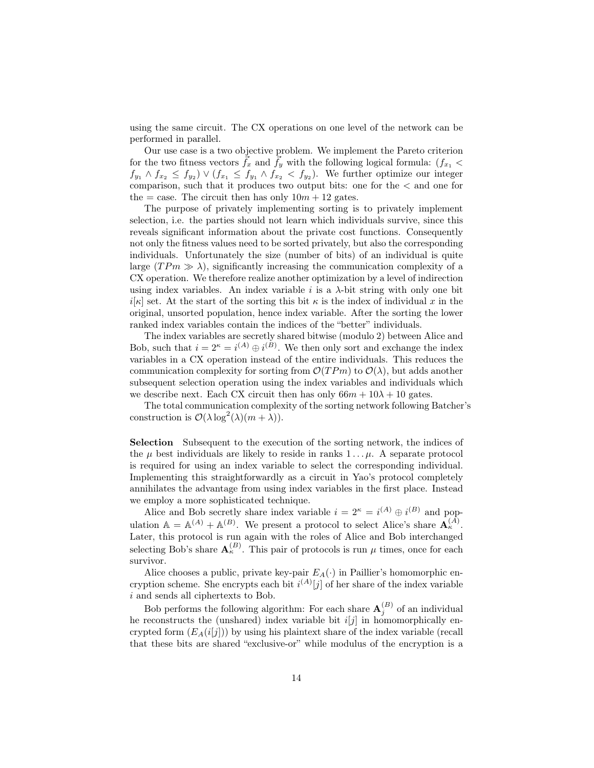using the same circuit. The CX operations on one level of the network can be performed in parallel.

Our use case is a two objective problem. We implement the Pareto criterion for the two fitness vectors $\vec{f_x}$ and $\vec{f_y}$ with the following logical formula: $(f_{x_1} < f_{y_1} \wedge f_{x_2} \leq f_{y_2}) \vee (f_{x_1} \leq f_{y_1} \wedge f_{x_2} < f_{y_2})$. We further optimize our integer comparison, such that it produces two output bits: one for the $<$ and one for the $=$ case. The circuit then has only $10m + 12$ gates.

The purpose of privately implementing sorting is to privately implement selection, i.e. the parties should not learn which individuals survive, since this reveals significant information about the private cost functions. Consequently not only the fitness values need to be sorted privately, but also the corresponding individuals. Unfortunately the size (number of bits) of an individual is quite large ($TPm \gg \lambda$), significantly increasing the communication complexity of a CX operation. We therefore realize another optimization by a level of indirection using index variables. An index variable $i$ is a $\lambda$-bit string with only one bit $i[\kappa]$ set. At the start of the sorting this bit $\kappa$ is the index of individual $x$ in the original, unsorted population, hence index variable. After the sorting the lower ranked index variables contain the indices of the "better" individuals.

The index variables are secretly shared bitwise (modulo 2) between Alice and Bob, such that $i = 2^{\kappa} = i^{(A)} \oplus i^{(B)}$. We then only sort and exchange the index variables in a CX operation instead of the entire individuals. This reduces the communication complexity for sorting from $\mathcal{O}(TPm)$ to $\mathcal{O}(\lambda)$, but adds another subsequent selection operation using the index variables and individuals which we describe next. Each CX circuit then has only $66m + 10\lambda + 10$ gates.

The total communication complexity of the sorting network following Batcher's construction is $\mathcal{O}(\lambda \log^2(\lambda)(m + \lambda))$.

**Selection** Subsequent to the execution of the sorting network, the indices of the $\mu$ best individuals are likely to reside in ranks $1 \ldots \mu$. A separate protocol is required for using an index variable to select the corresponding individual. Implementing this straightforwardly as a circuit in Yao's protocol completely annihilates the advantage from using index variables in the first place. Instead we employ a more sophisticated technique.

Alice and Bob secretly share index variable $i = 2^{\kappa} = i^{(A)} \oplus i^{(B)}$ and population $\mathbb{A} = \mathbb{A}^{(A)} + \mathbb{A}^{(B)}$. We present a protocol to select Alice's share $\mathbf{A}_{\kappa}^{(A)}$. Later, this protocol is run again with the roles of Alice and Bob interchanged selecting Bob's share $\mathbf{A}_{\kappa}^{(B)}$. This pair of protocols is run $\mu$ times, once for each survivor.

Alice chooses a public, private key-pair $E_A(\cdot)$ in Paillier's homomorphic encryption scheme. She encrypts each bit $i^{(A)}[j]$ of her share of the index variable $i$ and sends all ciphertexts to Bob.

Bob performs the following algorithm: For each share $\mathbf{A}_j^{(B)}$ of an individual he reconstructs the (unshared) index variable bit $i[j]$ in homomorphically encrypted form ($E_A(i[j])$) by using his plaintext share of the index variable (recall that these bits are shared "exclusive-or" while modulus of the encryption is a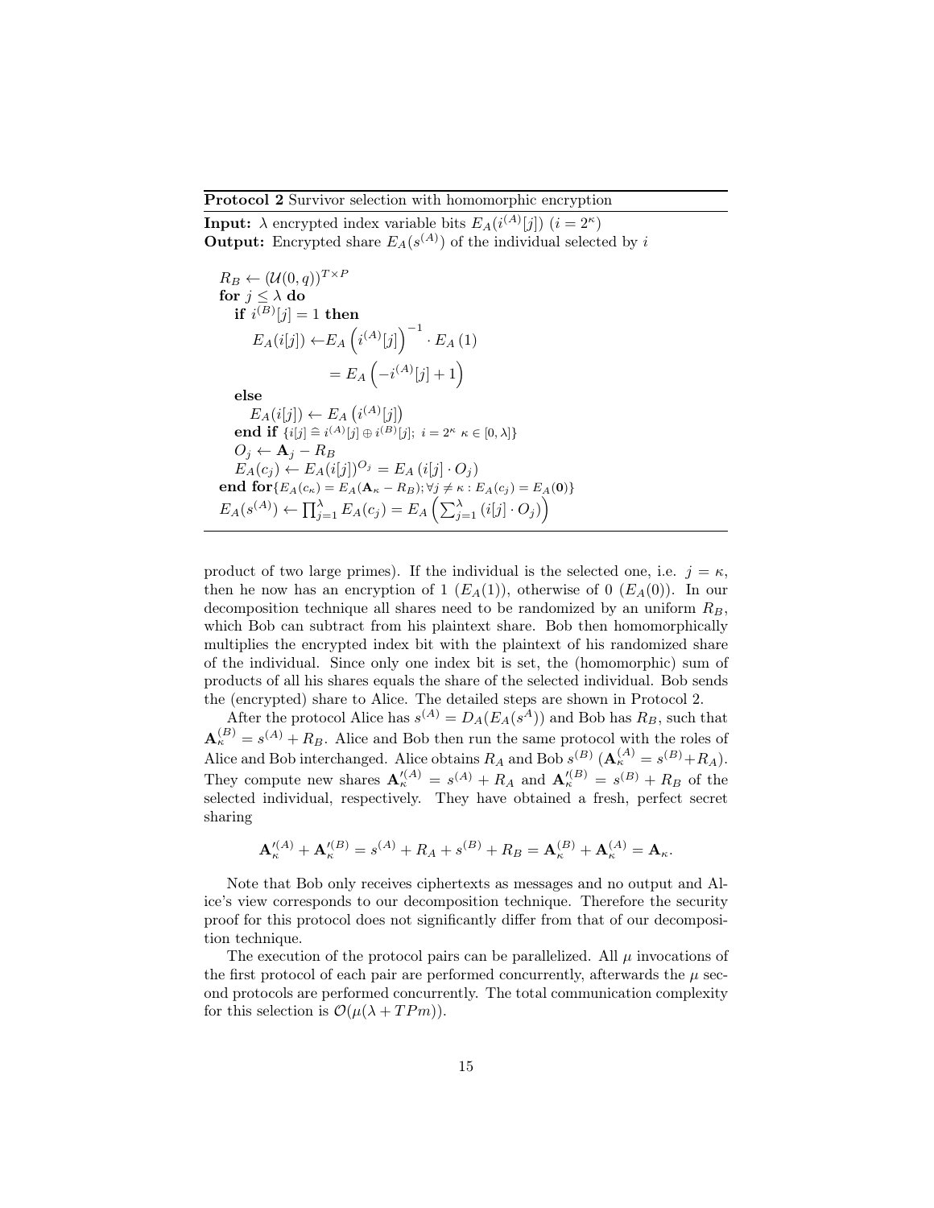**Protocol 2** Survivor selection with homomorphic encryption

**Input:** $\lambda$ encrypted index variable bits $E_A(i^{(A)}[j])$ $(i = 2^\kappa)$
**Output:** Encrypted share $E_A(s^{(A)})$ of the individual selected by $i$

$R_B \leftarrow (\mathcal{U}(0,q))^{T \times P}$
**for** $j \leq \lambda$ **do**
  **if** $i^{(B)}[j] = 1$ **then**
    $E_A(i[j]) \leftarrow E_A\left(i^{(A)}[j]\right)^{-1} \cdot E_A(1)$
      $= E_A\left(-i^{(A)}[j] + 1\right)$
  **else**
    $E_A(i[j]) \leftarrow E_A\left(i^{(A)}[j]\right)$
  **end if** $\{i[j] \widehat{=} i^{(A)}[j] \oplus i^{(B)}[j];\ i = 2^\kappa\ \kappa \in [0,\lambda]\}$
  $O_j \leftarrow \mathbf{A}_j - R_B$
  $E_A(c_j) \leftarrow E_A(i[j])^{O_j} = E_A\left(i[j] \cdot O_j\right)$
**end for**$\{E_A(c_\kappa) = E_A(\mathbf{A}_\kappa - R_B); \forall j \neq \kappa : E_A(c_j) = E_A(\mathbf{0})\}$
$E_A(s^{(A)}) \leftarrow \prod_{j=1}^{\lambda} E_A(c_j) = E_A\left(\sum_{j=1}^{\lambda}\left(i[j] \cdot O_j\right)\right)$

product of two large primes). If the individual is the selected one, i.e. $j = \kappa$, then he now has an encryption of 1 ($E_A(1)$), otherwise of 0 ($E_A(0)$). In our decomposition technique all shares need to be randomized by an uniform $R_B$, which Bob can subtract from his plaintext share. Bob then homomorphically multiplies the encrypted index bit with the plaintext of his randomized share of the individual. Since only one index bit is set, the (homomorphic) sum of products of all his shares equals the share of the selected individual. Bob sends the (encrypted) share to Alice. The detailed steps are shown in Protocol 2.

After the protocol Alice has $s^{(A)} = D_A(E_A(s^A))$ and Bob has $R_B$, such that $\mathbf{A}_\kappa^{(B)} = s^{(A)} + R_B$. Alice and Bob then run the same protocol with the roles of Alice and Bob interchanged. Alice obtains $R_A$ and Bob $s^{(B)}$ ($\mathbf{A}_\kappa^{(A)} = s^{(B)} + R_A$). They compute new shares $\mathbf{A}_\kappa'^{(A)} = s^{(A)} + R_A$ and $\mathbf{A}_\kappa'^{(B)} = s^{(B)} + R_B$ of the selected individual, respectively. They have obtained a fresh, perfect secret sharing

$$\mathbf{A}_\kappa'^{(A)} + \mathbf{A}_\kappa'^{(B)} = s^{(A)} + R_A + s^{(B)} + R_B = \mathbf{A}_\kappa^{(B)} + \mathbf{A}_\kappa^{(A)} = \mathbf{A}_\kappa.$$

Note that Bob only receives ciphertexts as messages and no output and Alice's view corresponds to our decomposition technique. Therefore the security proof for this protocol does not significantly differ from that of our decomposition technique.

The execution of the protocol pairs can be parallelized. All $\mu$ invocations of the first protocol of each pair are performed concurrently, afterwards the $\mu$ second protocols are performed concurrently. The total communication complexity for this selection is $\mathcal{O}(\mu(\lambda + TPm))$.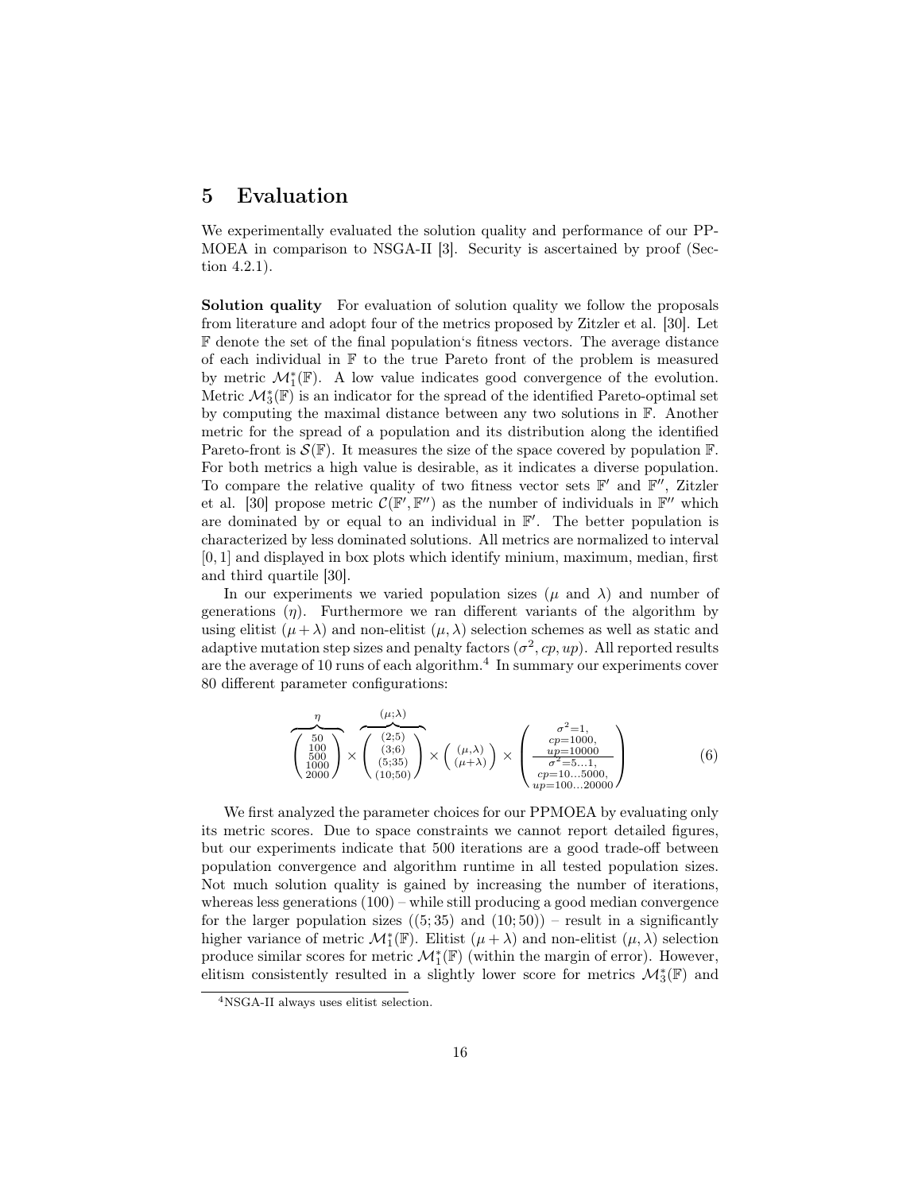# 5 Evaluation

We experimentally evaluated the solution quality and performance of our PP-MOEA in comparison to NSGA-II [3]. Security is ascertained by proof (Section 4.2.1).

**Solution quality** For evaluation of solution quality we follow the proposals from literature and adopt four of the metrics proposed by Zitzler et al. [30]. Let $\mathbb{F}$ denote the set of the final population's fitness vectors. The average distance of each individual in $\mathbb{F}$ to the true Pareto front of the problem is measured by metric $\mathcal{M}_1^*(\mathbb{F})$. A low value indicates good convergence of the evolution. Metric $\mathcal{M}_3^*(\mathbb{F})$ is an indicator for the spread of the identified Pareto-optimal set by computing the maximal distance between any two solutions in $\mathbb{F}$. Another metric for the spread of a population and its distribution along the identified Pareto-front is $\mathcal{S}(\mathbb{F})$. It measures the size of the space covered by population $\mathbb{F}$. For both metrics a high value is desirable, as it indicates a diverse population. To compare the relative quality of two fitness vector sets $\mathbb{F}'$ and $\mathbb{F}''$, Zitzler et al. [30] propose metric $\mathcal{C}(\mathbb{F}', \mathbb{F}'')$ as the number of individuals in $\mathbb{F}''$ which are dominated by or equal to an individual in $\mathbb{F}'$. The better population is characterized by less dominated solutions. All metrics are normalized to interval $[0, 1]$ and displayed in box plots which identify minium, maximum, median, first and third quartile [30].

In our experiments we varied population sizes ($\mu$ and $\lambda$) and number of generations ($\eta$). Furthermore we ran different variants of the algorithm by using elitist $(\mu + \lambda)$ and non-elitist $(\mu, \lambda)$ selection schemes as well as static and adaptive mutation step sizes and penalty factors $(\sigma^2, cp, up)$. All reported results are the average of 10 runs of each algorithm.[4] In summary our experiments cover 80 different parameter configurations:

$$\overbrace{\begin{pmatrix} 50 \\ 100 \\ 500 \\ 1000 \\ 2000 \end{pmatrix}}^{\eta} \times \overbrace{\begin{pmatrix} (2;5) \\ (3;6) \\ (5;35) \\ (10;50) \end{pmatrix}}^{(\mu;\lambda)} \times \begin{pmatrix} (\mu,\lambda) \\ (\mu+\lambda) \end{pmatrix} \times \begin{pmatrix} \sigma^2=1, \\ cp=1000, \\ up=10000 \\ \hline \sigma^2=5\ldots1, \\ cp=10\ldots5000, \\ up=100\ldots20000 \end{pmatrix} \tag{6}$$

We first analyzed the parameter choices for our PPMOEA by evaluating only its metric scores. Due to space constraints we cannot report detailed figures, but our experiments indicate that 500 iterations are a good trade-off between population convergence and algorithm runtime in all tested population sizes. Not much solution quality is gained by increasing the number of iterations, whereas less generations (100) – while still producing a good median convergence for the larger population sizes ((5; 35) and (10; 50)) – result in a significantly higher variance of $\mathcal{M}_1^*(\mathbb{F})$. Elitist $(\mu + \lambda)$ and non-elitist $(\mu, \lambda)$ selection produce similar scores for metric $\mathcal{M}_1^*(\mathbb{F})$ (within the margin of error). However, elitism consistently resulted in a slightly lower score for metrics $\mathcal{M}_3^*(\mathbb{F})$ and

[4] NSGA-II always uses elitist selection.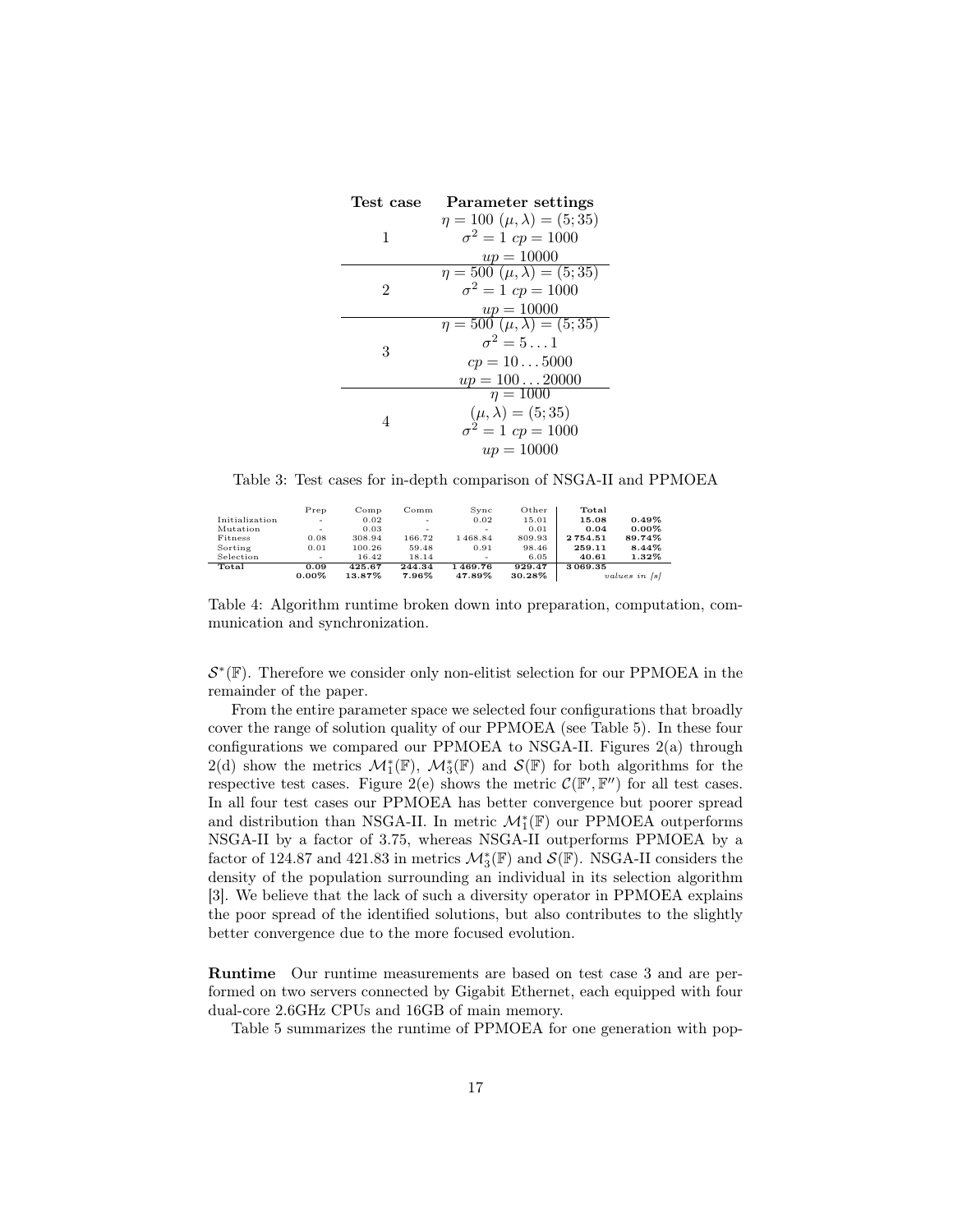| Test case | Parameter settings |
|---|---|
| 1 | $\eta = 100$ $(\mu, \lambda) = (5; 35)$ $\sigma^2 = 1$ $cp = 1000$ $up = 10000$ |
| 2 | $\eta = 500$ $(\mu, \lambda) = (5; 35)$ $\sigma^2 = 1$ $cp = 1000$ $up = 10000$ |
| 3 | $\eta = 500$ $(\mu, \lambda) = (5; 35)$ $\sigma^2 = 5 \ldots 1$ $cp = 10 \ldots 5000$ $up = 100 \ldots 20000$ |
| 4 | $\eta = 1000$ $(\mu, \lambda) = (5; 35)$ $\sigma^2 = 1$ $cp = 1000$ $up = 10000$ |

Table 3: Test cases for in-depth comparison of NSGA-II and PPMOEA

| | Prep | Comp | Comm | Sync | Other | **Total** | |
|---|---|---|---|---|---|---|---|
| Initialization | - | 0.02 | - | 0.02 | 15.01 | **15.08** | **0.49%** |
| Mutation | - | 0.03 | - | - | 0.01 | **0.04** | **0.00%** |
| Fitness | 0.08 | 308.94 | 166.72 | 1 468.84 | 809.93 | **2 754.51** | **89.74%** |
| Sorting | 0.01 | 100.26 | 59.48 | 0.91 | 98.46 | **259.11** | **8.44%** |
| Selection | - | 16.42 | 18.14 | - | 6.05 | **40.61** | **1.32%** |
| **Total** | **0.09** | **425.67** | **244.34** | **1 469.76** | **929.47** | **3 069.35** | |
| | **0.00%** | **13.87%** | **7.96%** | **47.89%** | **30.28%** | | *values in [s]* |

Table 4: Algorithm runtime broken down into preparation, computation, communication and synchronization.

$\mathcal{S}^*(\mathbb{F})$. Therefore we consider only non-elitist selection for our PPMOEA in the remainder of the paper.

From the entire parameter space we selected four configurations that broadly cover the range of solution quality of our PPMOEA (see Table 5). In these four configurations we compared our PPMOEA to NSGA-II. Figures 2(a) through 2(d) show the metrics $\mathcal{M}_1^*(\mathbb{F})$, $\mathcal{M}_3^*(\mathbb{F})$ and $\mathcal{S}(\mathbb{F})$ for both algorithms for the respective test cases. Figure 2(e) shows the metric $\mathcal{C}(\mathbb{F}', \mathbb{F}'')$ for all test cases. In all four test cases our PPMOEA has better convergence but poorer spread and distribution than NSGA-II. In metric $\mathcal{M}_1^*(\mathbb{F})$ our PPMOEA outperforms NSGA-II by a factor of 3.75, whereas NSGA-II outperforms PPMOEA by a factor of 124.87 and 421.83 in metrics $\mathcal{M}_3^*(\mathbb{F})$ and $\mathcal{S}(\mathbb{F})$. NSGA-II considers the density of the population surrounding an individual in its selection algorithm [3]. We believe that the lack of such a diversity operator in PPMOEA explains the poor spread of the identified solutions, but also contributes to the slightly better convergence due to the more focused evolution.

**Runtime** Our runtime measurements are based on test case 3 and are performed on two servers connected by Gigabit Ethernet, each equipped with four dual-core 2.6GHz CPUs and 16GB of main memory.

Table 5 summarizes the runtime of PPMOEA for one generation with pop-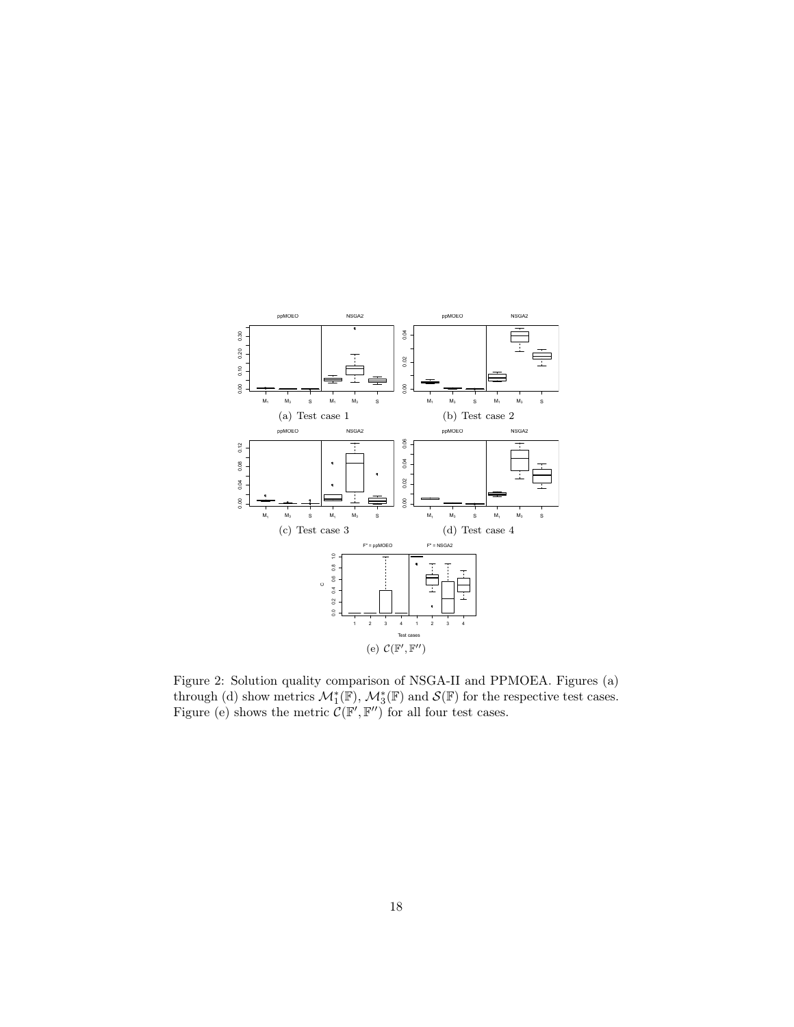(a) Test case 1

(b) Test case 2

(c) Test case 3

(d) Test case 4

(e) $\mathcal{C}(\mathbb{F}', \mathbb{F}'')$

Figure 2: Solution quality comparison of NSGA-II and PPMOEA. Figures (a) through (d) show metrics $\mathcal{M}_1^*(\mathbb{F})$, $\mathcal{M}_3^*(\mathbb{F})$ and $\mathcal{S}(\mathbb{F})$ for the respective test cases. Figure (e) shows the metric $\mathcal{C}(\mathbb{F}', \mathbb{F}'')$ for all four test cases.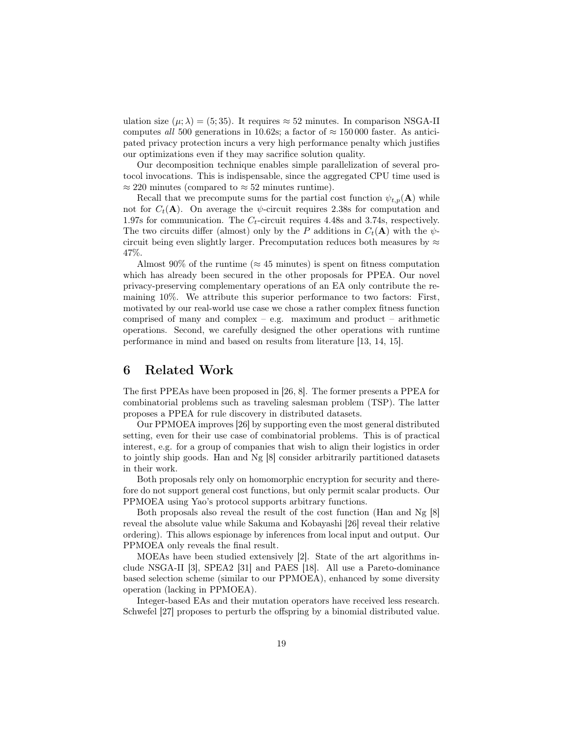ulation size $(\mu; \lambda) = (5; 35)$. It requires $\approx 52$ minutes. In comparison NSGA-II computes *all* 500 generations in 10.62s; a factor of $\approx 150\,000$ faster. As anticipated privacy protection incurs a very high performance penalty which justifies our optimizations even if they may sacrifice solution quality.

Our decomposition technique enables simple parallelization of several protocol invocations. This is indispensable, since the aggregated CPU time used is $\approx 220$ minutes (compared to $\approx 52$ minutes runtime).

Recall that we precompute sums for the partial cost function $\psi_{t,p}(\mathbf{A})$ while not for $C_t(\mathbf{A})$. On average the $\psi$-circuit requires 2.38s for computation and 1.97s for communication. The $C_t$-circuit requires 4.48s and 3.74s, respectively. The two circuits differ (almost) only by the $P$ additions in $C_t(\mathbf{A})$ with the $\psi$-circuit being even slightly larger. Precomputation reduces both measures by $\approx$ 47%.

Almost 90% of the runtime ($\approx 45$ minutes) is spent on fitness computation which has already been secured in the other proposals for PPEA. Our novel privacy-preserving complementary operations of an EA only contribute the remaining 10%. We attribute this superior performance to two factors: First, motivated by our real-world use case we chose a rather complex fitness function comprised of many and complex – e.g. maximum and product – arithmetic operations. Second, we carefully designed the other operations with runtime performance in mind and based on results from literature [13, 14, 15].

# 6 Related Work

The first PPEAs have been proposed in [26, 8]. The former presents a PPEA for combinatorial problems such as traveling salesman problem (TSP). The latter proposes a PPEA for rule discovery in distributed datasets.

Our PPMOEA improves [26] by supporting even the most general distributed setting, even for their use case of combinatorial problems. This is of practical interest, e.g. for a group of companies that wish to align their logistics in order to jointly ship goods. Han and Ng [8] consider arbitrarily partitioned datasets in their work.

Both proposals rely only on homomorphic encryption for security and therefore do not support general cost functions, but only permit scalar products. Our PPMOEA using Yao's protocol supports arbitrary functions.

Both proposals also reveal the result of the cost function (Han and Ng [8] reveal the absolute value while Sakuma and Kobayashi [26] reveal their relative ordering). This allows espionage by inferences from local input and output. Our PPMOEA only reveals the final result.

MOEAs have been studied extensively [2]. State of the art algorithms include NSGA-II [3], SPEA2 [31] and PAES [18]. All use a Pareto-dominance based selection scheme (similar to our PPMOEA), enhanced by some diversity operation (lacking in PPMOEA).

Integer-based EAs and their mutation operators have received less research. Schwefel [27] proposes to perturb the offspring by a binomial distributed value.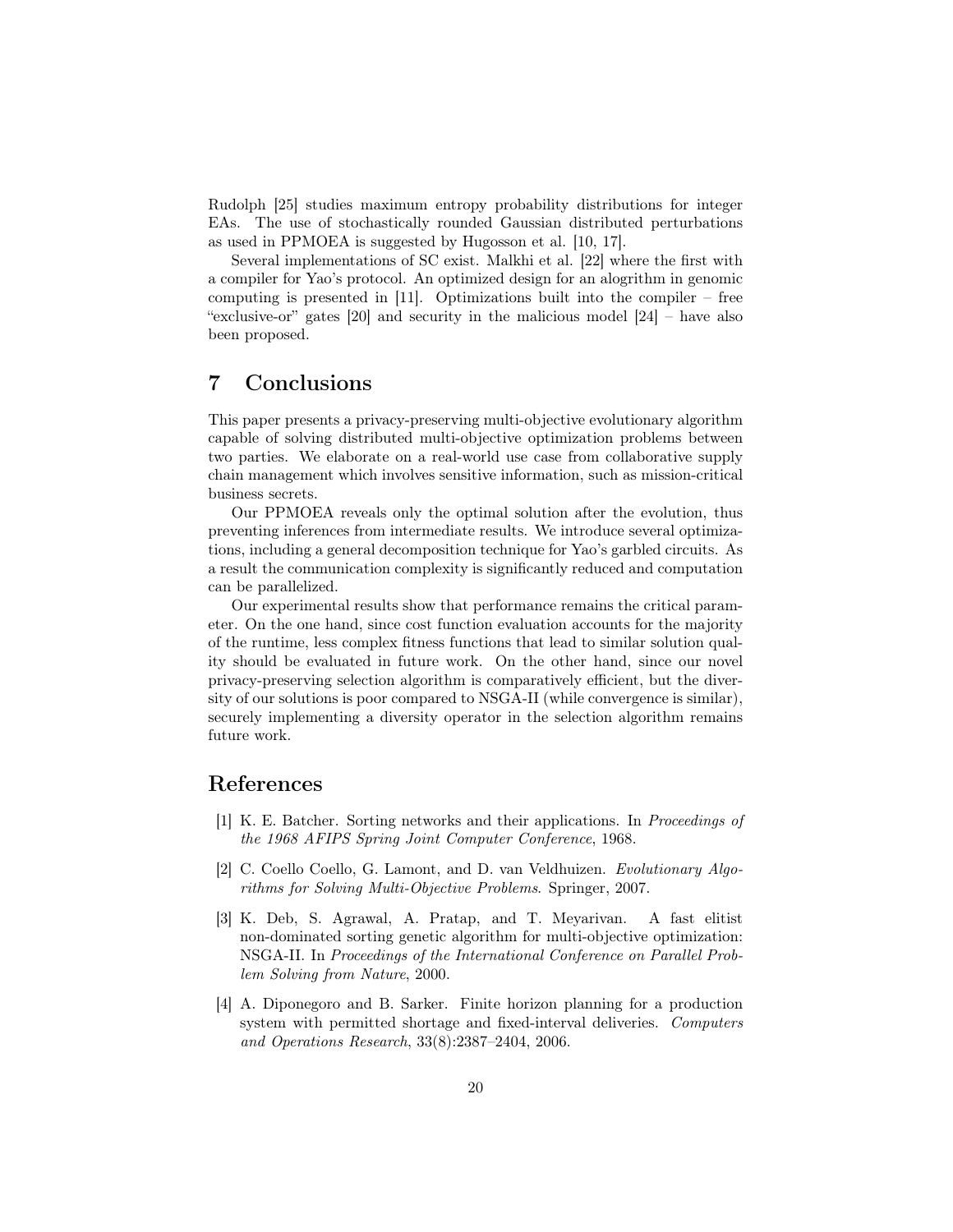Rudolph [25] studies maximum entropy probability distributions for integer EAs. The use of stochastically rounded Gaussian distributed perturbations as used in PPMOEA is suggested by Hugosson et al. [10, 17].

Several implementations of SC exist. Malkhi et al. [22] where the first with a compiler for Yao's protocol. An optimized design for an alogrithm in genomic computing is presented in [11]. Optimizations built into the compiler – free "exclusive-or" gates [20] and security in the malicious model [24] – have also been proposed.

# 7 Conclusions

This paper presents a privacy-preserving multi-objective evolutionary algorithm capable of solving distributed multi-objective optimization problems between two parties. We elaborate on a real-world use case from collaborative supply chain management which involves sensitive information, such as mission-critical business secrets.

Our PPMOEA reveals only the optimal solution after the evolution, thus preventing inferences from intermediate results. We introduce several optimizations, including a general decomposition technique for Yao's garbled circuits. As a result the communication complexity is significantly reduced and computation can be parallelized.

Our experimental results show that performance remains the critical parameter. On the one hand, since cost function evaluation accounts for the majority of the runtime, less complex fitness functions that lead to similar solution quality should be evaluated in future work. On the other hand, since our novel privacy-preserving selection algorithm is comparatively efficient, but the diversity of our solutions is poor compared to NSGA-II (while convergence is similar), securely implementing a diversity operator in the selection algorithm remains future work.

# References

[1] K. E. Batcher. Sorting networks and their applications. In *Proceedings of the 1968 AFIPS Spring Joint Computer Conference*, 1968.

[2] C. Coello Coello, G. Lamont, and D. van Veldhuizen. *Evolutionary Algorithms for Solving Multi-Objective Problems*. Springer, 2007.

[3] K. Deb, S. Agrawal, A. Pratap, and T. Meyarivan. A fast elitist non-dominated sorting genetic algorithm for multi-objective optimization: NSGA-II. In *Proceedings of the International Conference on Parallel Problem Solving from Nature*, 2000.

[4] A. Diponegoro and B. Sarker. Finite horizon planning for a production system with permitted shortage and fixed-interval deliveries. *Computers and Operations Research*, 33(8):2387–2404, 2006.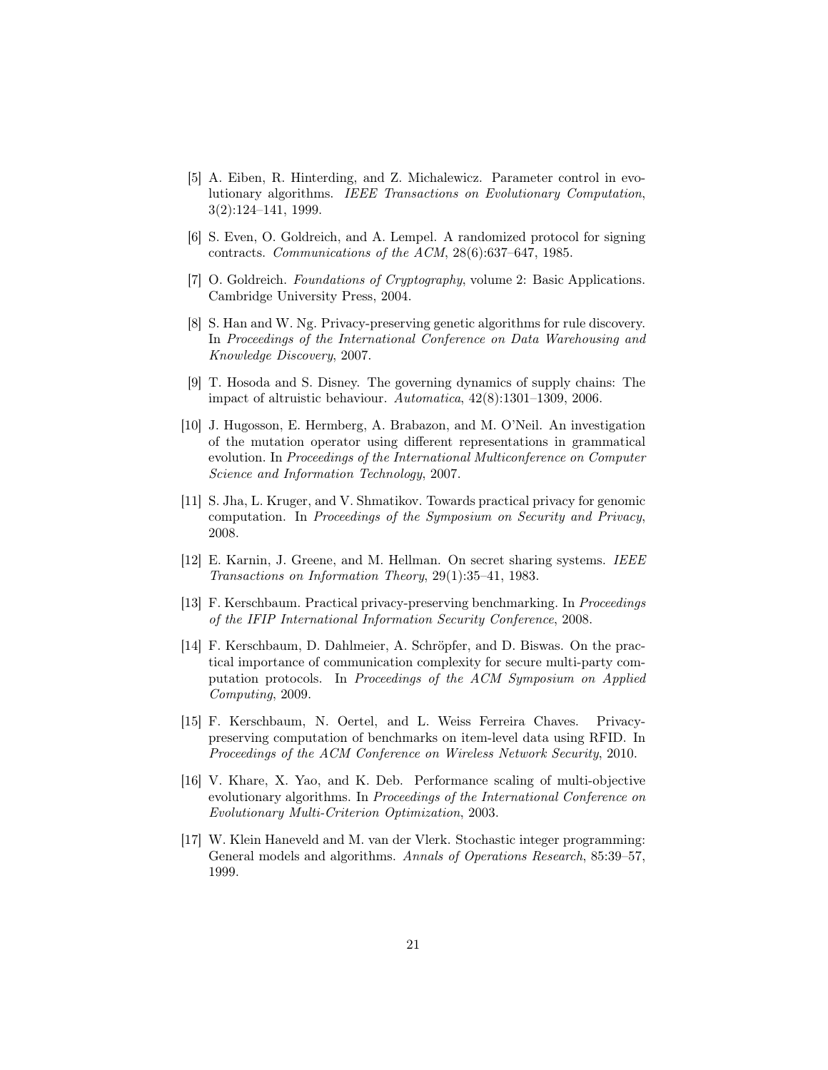[5] A. Eiben, R. Hinterding, and Z. Michalewicz. Parameter control in evolutionary algorithms. *IEEE Transactions on Evolutionary Computation*, 3(2):124–141, 1999.

[6] S. Even, O. Goldreich, and A. Lempel. A randomized protocol for signing contracts. *Communications of the ACM*, 28(6):637–647, 1985.

[7] O. Goldreich. *Foundations of Cryptography*, volume 2: Basic Applications. Cambridge University Press, 2004.

[8] S. Han and W. Ng. Privacy-preserving genetic algorithms for rule discovery. In *Proceedings of the International Conference on Data Warehousing and Knowledge Discovery*, 2007.

[9] T. Hosoda and S. Disney. The governing dynamics of supply chains: The impact of altruistic behaviour. *Automatica*, 42(8):1301–1309, 2006.

[10] J. Hugosson, E. Hermberg, A. Brabazon, and M. O'Neil. An investigation of the mutation operator using different representations in grammatical evolution. In *Proceedings of the International Multiconference on Computer Science and Information Technology*, 2007.

[11] S. Jha, L. Kruger, and V. Shmatikov. Towards practical privacy for genomic computation. In *Proceedings of the Symposium on Security and Privacy*, 2008.

[12] E. Karnin, J. Greene, and M. Hellman. On secret sharing systems. *IEEE Transactions on Information Theory*, 29(1):35–41, 1983.

[13] F. Kerschbaum. Practical privacy-preserving benchmarking. In *Proceedings of the IFIP International Information Security Conference*, 2008.

[14] F. Kerschbaum, D. Dahlmeier, A. Schröpfer, and D. Biswas. On the practical importance of communication complexity for secure multi-party computation protocols. In *Proceedings of the ACM Symposium on Applied Computing*, 2009.

[15] F. Kerschbaum, N. Oertel, and L. Weiss Ferreira Chaves. Privacy-preserving computation of benchmarks on item-level data using RFID. In *Proceedings of the ACM Conference on Wireless Network Security*, 2010.

[16] V. Khare, X. Yao, and K. Deb. Performance scaling of multi-objective evolutionary algorithms. In *Proceedings of the International Conference on Evolutionary Multi-Criterion Optimization*, 2003.

[17] W. Klein Haneveld and M. van der Vlerk. Stochastic integer programming: General models and algorithms. *Annals of Operations Research*, 85:39–57, 1999.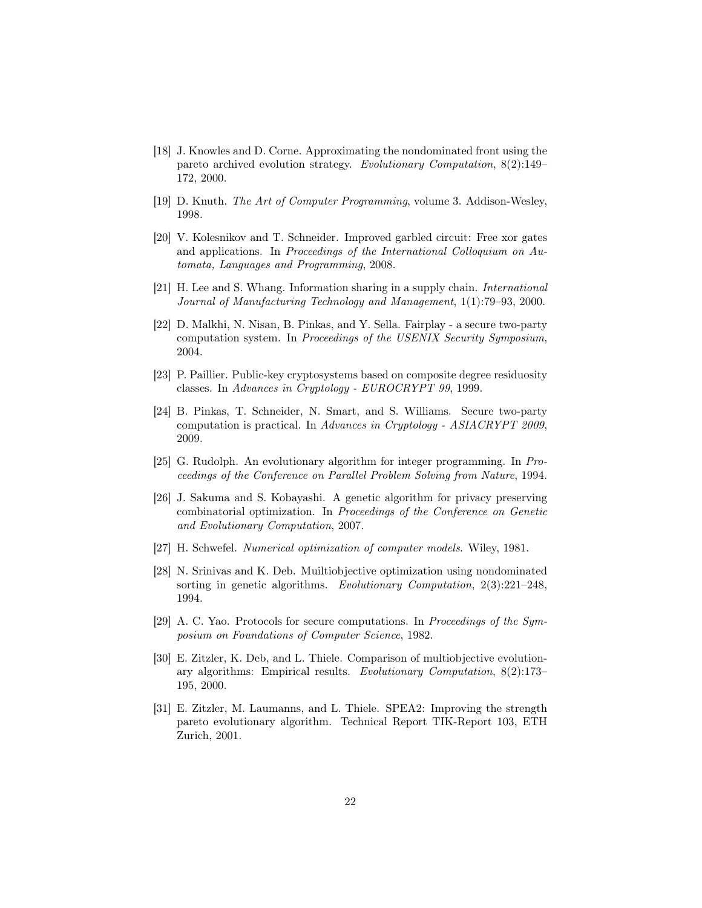[18] J. Knowles and D. Corne. Approximating the nondominated front using the pareto archived evolution strategy. *Evolutionary Computation*, 8(2):149–172, 2000.

[19] D. Knuth. *The Art of Computer Programming*, volume 3. Addison-Wesley, 1998.

[20] V. Kolesnikov and T. Schneider. Improved garbled circuit: Free xor gates and applications. In *Proceedings of the International Colloquium on Automata, Languages and Programming*, 2008.

[21] H. Lee and S. Whang. Information sharing in a supply chain. *International Journal of Manufacturing Technology and Management*, 1(1):79–93, 2000.

[22] D. Malkhi, N. Nisan, B. Pinkas, and Y. Sella. Fairplay - a secure two-party computation system. In *Proceedings of the USENIX Security Symposium*, 2004.

[23] P. Paillier. Public-key cryptosystems based on composite degree residuosity classes. In *Advances in Cryptology - EUROCRYPT 99*, 1999.

[24] B. Pinkas, T. Schneider, N. Smart, and S. Williams. Secure two-party computation is practical. In *Advances in Cryptology - ASIACRYPT 2009*, 2009.

[25] G. Rudolph. An evolutionary algorithm for integer programming. In *Proceedings of the Conference on Parallel Problem Solving from Nature*, 1994.

[26] J. Sakuma and S. Kobayashi. A genetic algorithm for privacy preserving combinatorial optimization. In *Proceedings of the Conference on Genetic and Evolutionary Computation*, 2007.

[27] H. Schwefel. *Numerical optimization of computer models*. Wiley, 1981.

[28] N. Srinivas and K. Deb. Muiltiobjective optimization using nondominated sorting in genetic algorithms. *Evolutionary Computation*, 2(3):221–248, 1994.

[29] A. C. Yao. Protocols for secure computations. In *Proceedings of the Symposium on Foundations of Computer Science*, 1982.

[30] E. Zitzler, K. Deb, and L. Thiele. Comparison of multiobjective evolutionary algorithms: Empirical results. *Evolutionary Computation*, 8(2):173–195, 2000.

[31] E. Zitzler, M. Laumanns, and L. Thiele. SPEA2: Improving the strength pareto evolutionary algorithm. Technical Report TIK-Report 103, ETH Zurich, 2001.